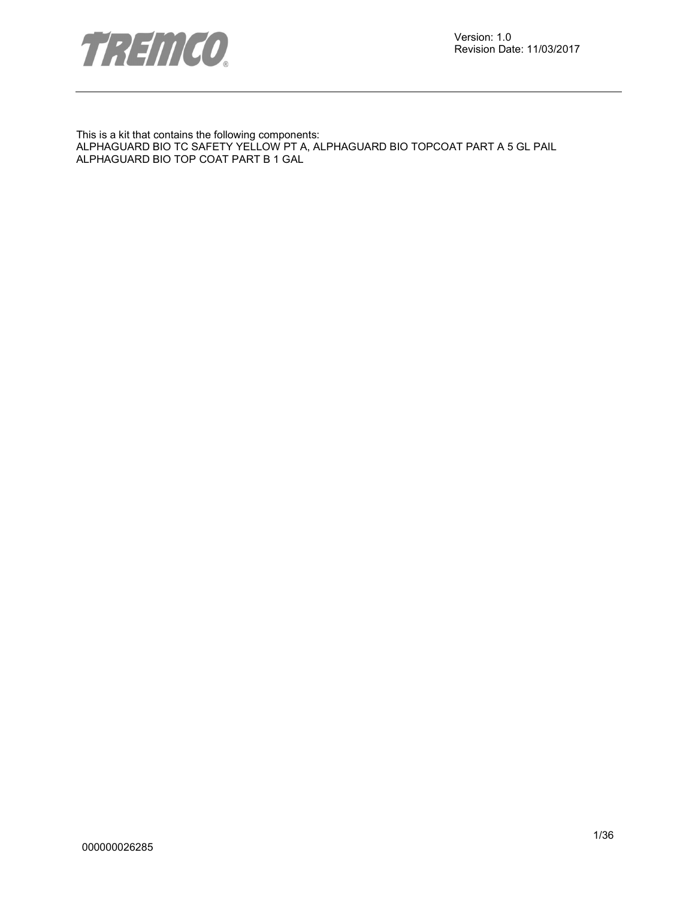Version: 1.0
Revision Date: 11/03/2017

This is a kit that contains the following components:
ALPHAGUARD BIO TC SAFETY YELLOW PT A, ALPHAGUARD BIO TOPCOAT PART A 5 GL PAIL
ALPHAGUARD BIO TOP COAT PART B 1 GAL

000000026285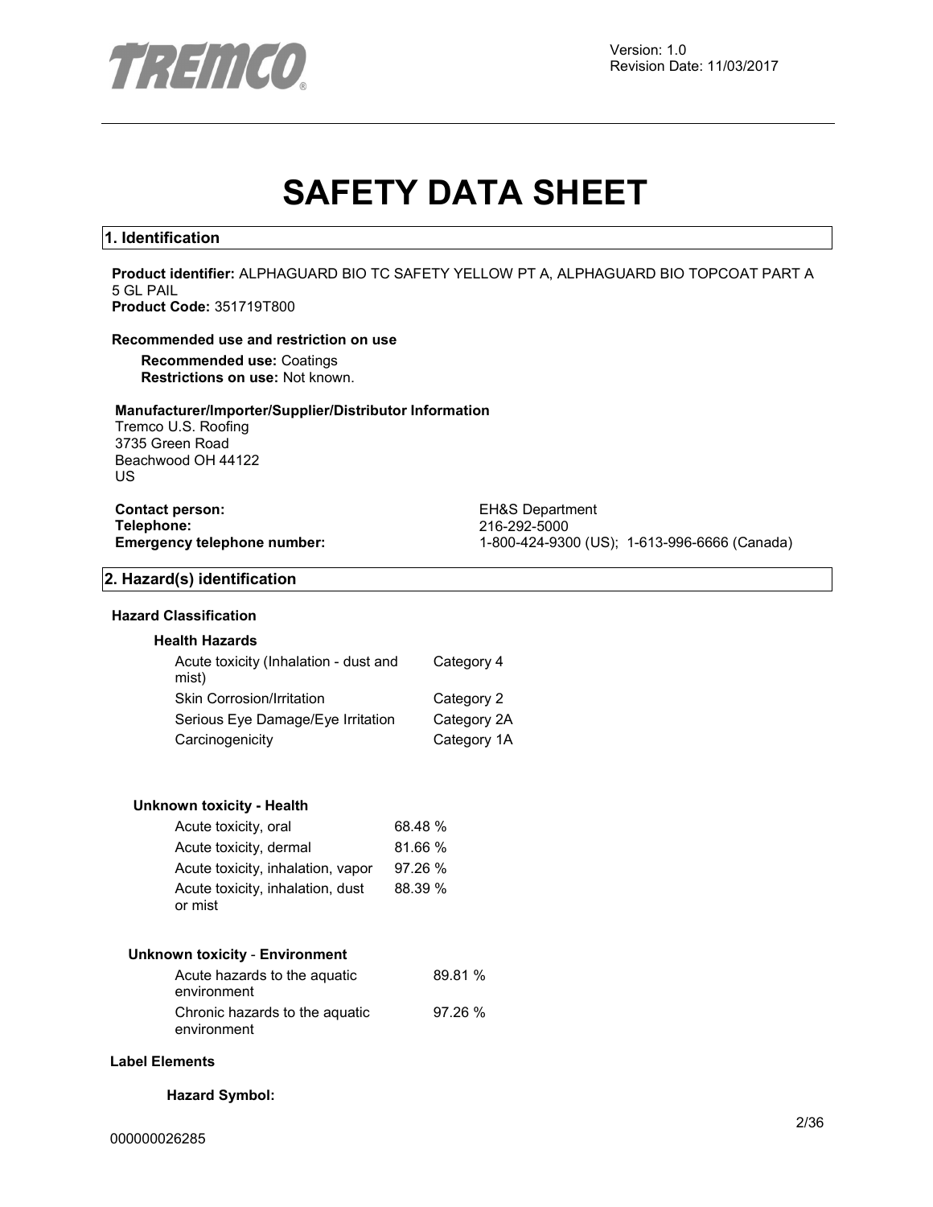Version: 1.0
Revision Date: 11/03/2017

# SAFETY DATA SHEET

## 1. Identification

**Product identifier:** ALPHAGUARD BIO TC SAFETY YELLOW PT A, ALPHAGUARD BIO TOPCOAT PART A 5 GL PAIL
**Product Code:** 351719T800

**Recommended use and restriction on use**

**Recommended use:** Coatings
**Restrictions on use:** Not known.

**Manufacturer/Importer/Supplier/Distributor Information**
Tremco U.S. Roofing
3735 Green Road
Beachwood OH 44122
US

| | |
|---|---|
| **Contact person:** | EH&S Department |
| **Telephone:** | 216-292-5000 |
| **Emergency telephone number:** | 1-800-424-9300 (US); 1-613-996-6666 (Canada) |

## 2. Hazard(s) identification

**Hazard Classification**

**Health Hazards**

| | |
|---|---|
| Acute toxicity (Inhalation - dust and mist) | Category 4 |
| Skin Corrosion/Irritation | Category 2 |
| Serious Eye Damage/Eye Irritation | Category 2A |
| Carcinogenicity | Category 1A |

**Unknown toxicity - Health**

| | |
|---|---|
| Acute toxicity, oral | 68.48 % |
| Acute toxicity, dermal | 81.66 % |
| Acute toxicity, inhalation, vapor | 97.26 % |
| Acute toxicity, inhalation, dust or mist | 88.39 % |

**Unknown toxicity - Environment**

| | |
|---|---|
| Acute hazards to the aquatic environment | 89.81 % |
| Chronic hazards to the aquatic environment | 97.26 % |

**Label Elements**

**Hazard Symbol:**

000000026285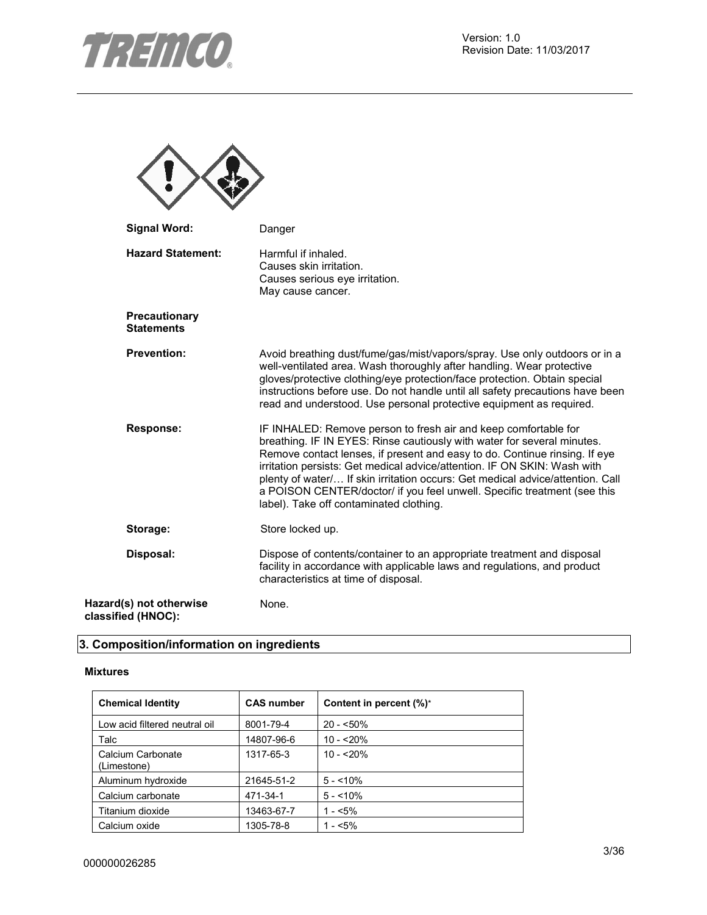**Signal Word:** Danger

**Hazard Statement:** Harmful if inhaled.
Causes skin irritation.
Causes serious eye irritation.
May cause cancer.

**Precautionary Statements**

**Prevention:** Avoid breathing dust/fume/gas/mist/vapors/spray. Use only outdoors or in a well-ventilated area. Wash thoroughly after handling. Wear protective gloves/protective clothing/eye protection/face protection. Obtain special instructions before use. Do not handle until all safety precautions have been read and understood. Use personal protective equipment as required.

**Response:** IF INHALED: Remove person to fresh air and keep comfortable for breathing. IF IN EYES: Rinse cautiously with water for several minutes. Remove contact lenses, if present and easy to do. Continue rinsing. If eye irritation persists: Get medical advice/attention. IF ON SKIN: Wash with plenty of water/… If skin irritation occurs: Get medical advice/attention. Call a POISON CENTER/doctor/ if you feel unwell. Specific treatment (see this label). Take off contaminated clothing.

**Storage:** Store locked up.

**Disposal:** Dispose of contents/container to an appropriate treatment and disposal facility in accordance with applicable laws and regulations, and product characteristics at time of disposal.

**Hazard(s) not otherwise classified (HNOC):** None.

## 3. Composition/information on ingredients

**Mixtures**

| Chemical Identity | CAS number | Content in percent (%)* |
|---|---|---|
| Low acid filtered neutral oil | 8001-79-4 | 20 - <50% |
| Talc | 14807-96-6 | 10 - <20% |
| Calcium Carbonate (Limestone) | 1317-65-3 | 10 - <20% |
| Aluminum hydroxide | 21645-51-2 | 5 - <10% |
| Calcium carbonate | 471-34-1 | 5 - <10% |
| Titanium dioxide | 13463-67-7 | 1 - <5% |
| Calcium oxide | 1305-78-8 | 1 - <5% |

000000026285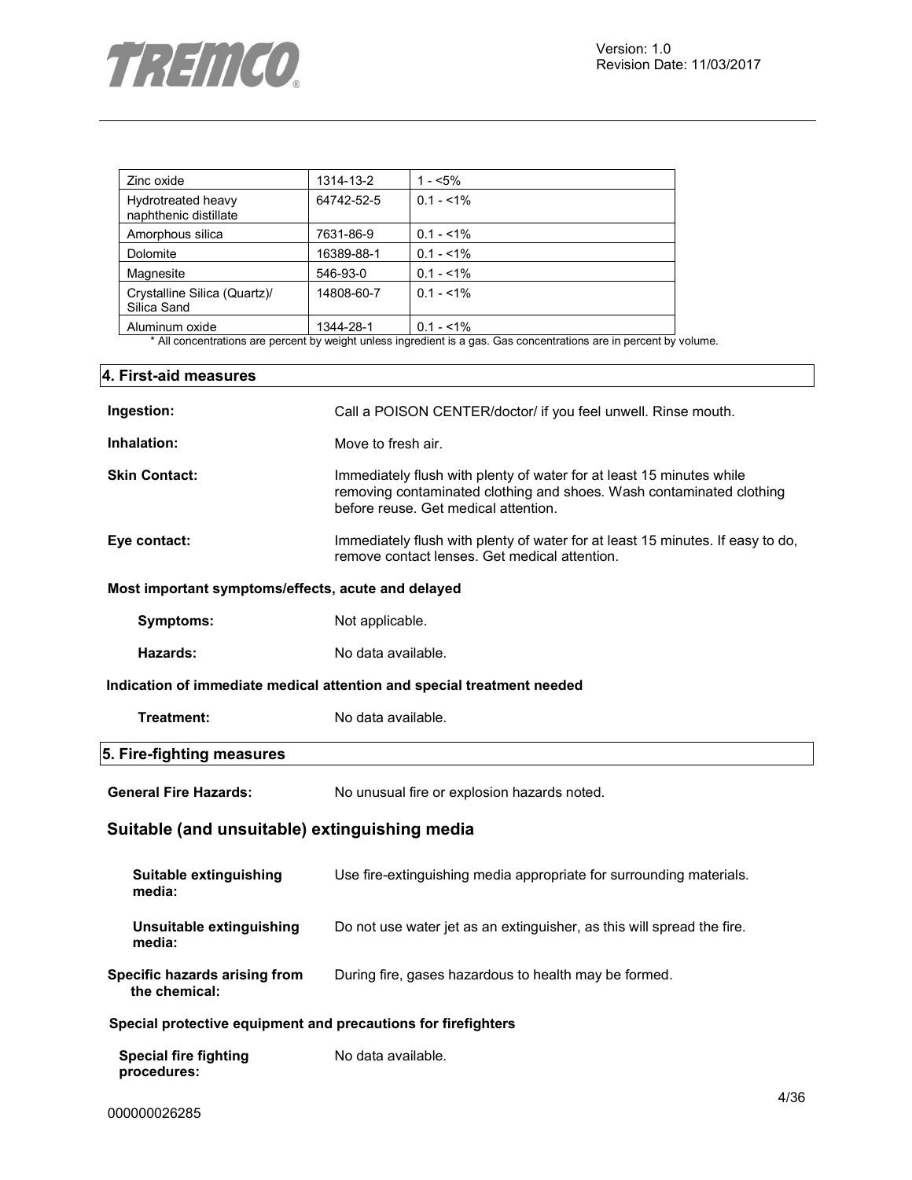| Zinc oxide | 1314-13-2 | 1 - <5% |
|---|---|---|
| Hydrotreated heavy naphthenic distillate | 64742-52-5 | 0.1 - <1% |
| Amorphous silica | 7631-86-9 | 0.1 - <1% |
| Dolomite | 16389-88-1 | 0.1 - <1% |
| Magnesite | 546-93-0 | 0.1 - <1% |
| Crystalline Silica (Quartz)/ Silica Sand | 14808-60-7 | 0.1 - <1% |
| Aluminum oxide | 1344-28-1 | 0.1 - <1% |

* All concentrations are percent by weight unless ingredient is a gas. Gas concentrations are in percent by volume.

## 4. First-aid measures

**Ingestion:** Call a POISON CENTER/doctor/ if you feel unwell. Rinse mouth.

**Inhalation:** Move to fresh air.

**Skin Contact:** Immediately flush with plenty of water for at least 15 minutes while removing contaminated clothing and shoes. Wash contaminated clothing before reuse. Get medical attention.

**Eye contact:** Immediately flush with plenty of water for at least 15 minutes. If easy to do, remove contact lenses. Get medical attention.

**Most important symptoms/effects, acute and delayed**

**Symptoms:** Not applicable.

**Hazards:** No data available.

**Indication of immediate medical attention and special treatment needed**

**Treatment:** No data available.

## 5. Fire-fighting measures

**General Fire Hazards:** No unusual fire or explosion hazards noted.

### Suitable (and unsuitable) extinguishing media

**Suitable extinguishing media:** Use fire-extinguishing media appropriate for surrounding materials.

**Unsuitable extinguishing media:** Do not use water jet as an extinguisher, as this will spread the fire.

**Specific hazards arising from the chemical:** During fire, gases hazardous to health may be formed.

**Special protective equipment and precautions for firefighters**

**Special fire fighting procedures:** No data available.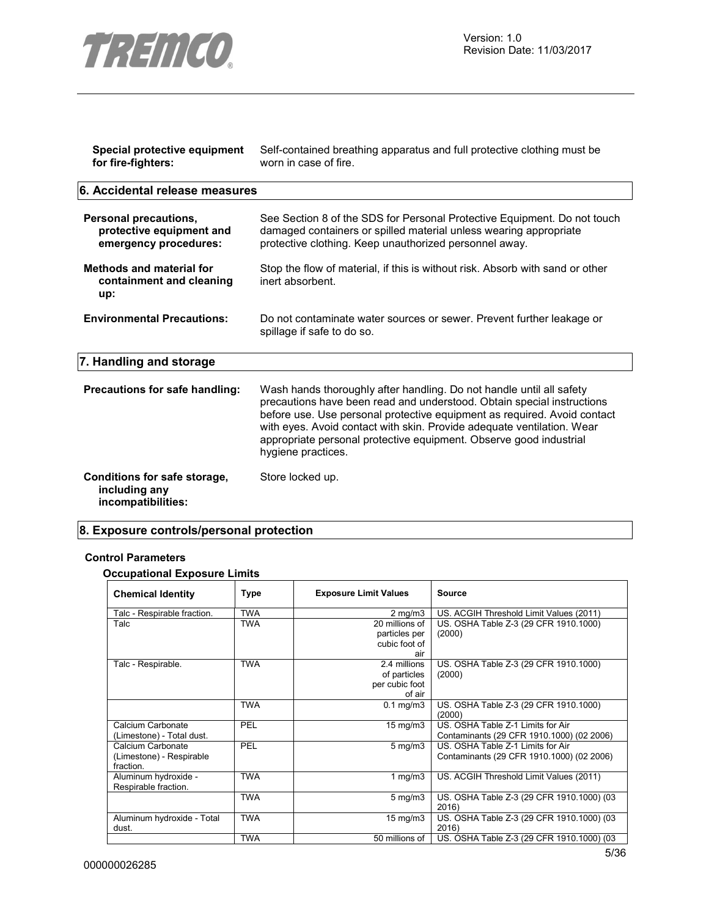| | |
|---|---|
| **Special protective equipment for fire-fighters:** | Self-contained breathing apparatus and full protective clothing must be worn in case of fire. |

## 6. Accidental release measures

| | |
|---|---|
| **Personal precautions, protective equipment and emergency procedures:** | See Section 8 of the SDS for Personal Protective Equipment. Do not touch damaged containers or spilled material unless wearing appropriate protective clothing. Keep unauthorized personnel away. |
| **Methods and material for containment and cleaning up:** | Stop the flow of material, if this is without risk. Absorb with sand or other inert absorbent. |
| **Environmental Precautions:** | Do not contaminate water sources or sewer. Prevent further leakage or spillage if safe to do so. |

## 7. Handling and storage

| | |
|---|---|
| **Precautions for safe handling:** | Wash hands thoroughly after handling. Do not handle until all safety precautions have been read and understood. Obtain special instructions before use. Use personal protective equipment as required. Avoid contact with eyes. Avoid contact with skin. Provide adequate ventilation. Wear appropriate personal protective equipment. Observe good industrial hygiene practices. |
| **Conditions for safe storage, including any incompatibilities:** | Store locked up. |

## 8. Exposure controls/personal protection

### Control Parameters

#### Occupational Exposure Limits

| Chemical Identity | Type | Exposure Limit Values | Source |
|---|---|---|---|
| Talc - Respirable fraction. | TWA | 2 mg/m3 | US. ACGIH Threshold Limit Values (2011) |
| Talc | TWA | 20 millions of particles per cubic foot of air | US. OSHA Table Z-3 (29 CFR 1910.1000) (2000) |
| Talc - Respirable. | TWA | 2.4 millions of particles per cubic foot of air | US. OSHA Table Z-3 (29 CFR 1910.1000) (2000) |
| | TWA | 0.1 mg/m3 | US. OSHA Table Z-3 (29 CFR 1910.1000) (2000) |
| Calcium Carbonate (Limestone) - Total dust. | PEL | 15 mg/m3 | US. OSHA Table Z-1 Limits for Air Contaminants (29 CFR 1910.1000) (02 2006) |
| Calcium Carbonate (Limestone) - Respirable fraction. | PEL | 5 mg/m3 | US. OSHA Table Z-1 Limits for Air Contaminants (29 CFR 1910.1000) (02 2006) |
| Aluminum hydroxide - Respirable fraction. | TWA | 1 mg/m3 | US. ACGIH Threshold Limit Values (2011) |
| | TWA | 5 mg/m3 | US. OSHA Table Z-3 (29 CFR 1910.1000) (03 2016) |
| Aluminum hydroxide - Total dust. | TWA | 15 mg/m3 | US. OSHA Table Z-3 (29 CFR 1910.1000) (03 2016) |
| | TWA | 50 millions of | US. OSHA Table Z-3 (29 CFR 1910.1000) (03 |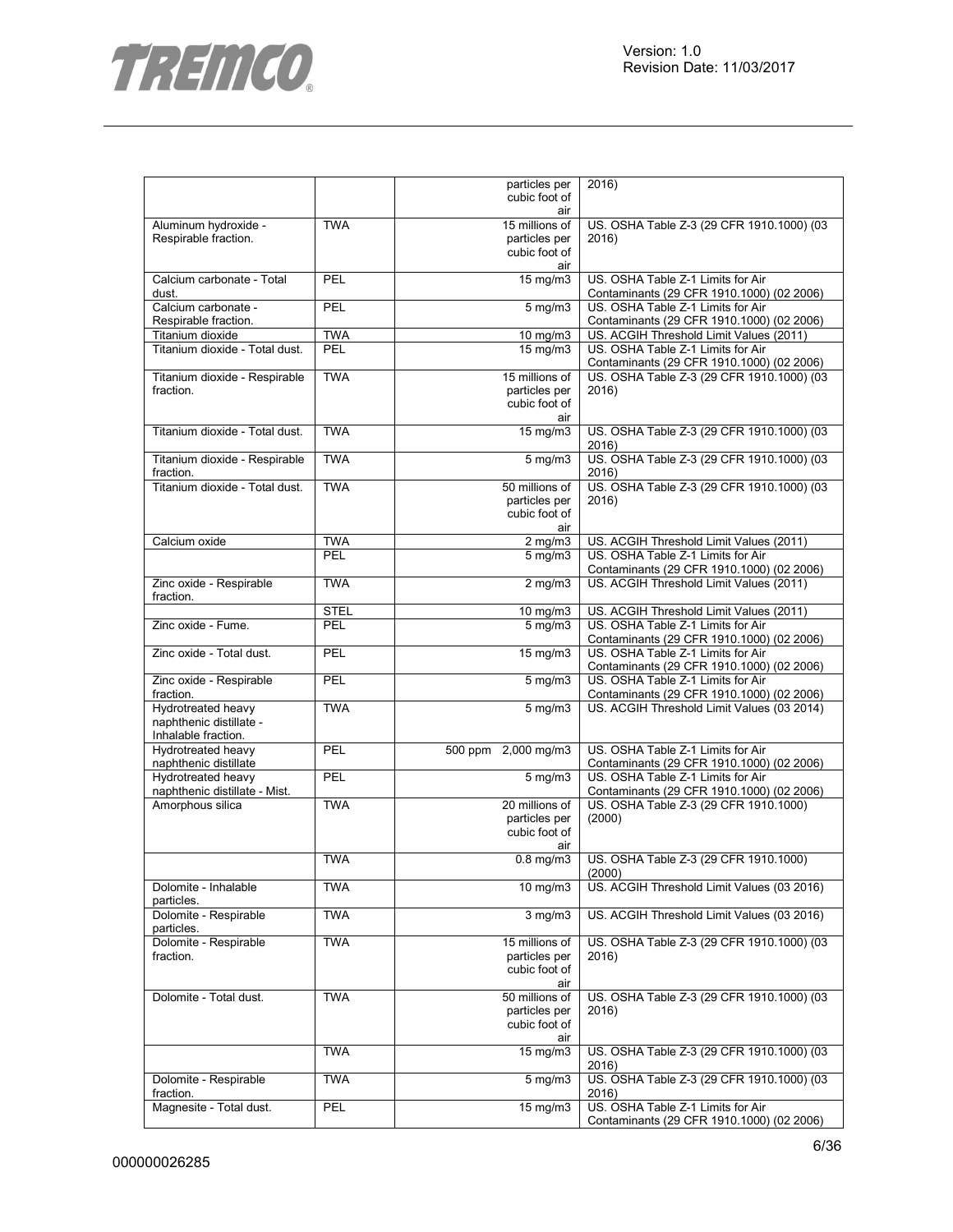| | | | |
|---|---|---|---|
| | | particles per cubic foot of air | 2016) |
| Aluminum hydroxide - Respirable fraction. | TWA | 15 millions of particles per cubic foot of air | US. OSHA Table Z-3 (29 CFR 1910.1000) (03 2016) |
| Calcium carbonate - Total dust. | PEL | 15 mg/m3 | US. OSHA Table Z-1 Limits for Air Contaminants (29 CFR 1910.1000) (02 2006) |
| Calcium carbonate - Respirable fraction. | PEL | 5 mg/m3 | US. OSHA Table Z-1 Limits for Air Contaminants (29 CFR 1910.1000) (02 2006) |
| Titanium dioxide | TWA | 10 mg/m3 | US. ACGIH Threshold Limit Values (2011) |
| Titanium dioxide - Total dust. | PEL | 15 mg/m3 | US. OSHA Table Z-1 Limits for Air Contaminants (29 CFR 1910.1000) (02 2006) |
| Titanium dioxide - Respirable fraction. | TWA | 15 millions of particles per cubic foot of air | US. OSHA Table Z-3 (29 CFR 1910.1000) (03 2016) |
| Titanium dioxide - Total dust. | TWA | 15 mg/m3 | US. OSHA Table Z-3 (29 CFR 1910.1000) (03 2016) |
| Titanium dioxide - Respirable fraction. | TWA | 5 mg/m3 | US. OSHA Table Z-3 (29 CFR 1910.1000) (03 2016) |
| Titanium dioxide - Total dust. | TWA | 50 millions of particles per cubic foot of air | US. OSHA Table Z-3 (29 CFR 1910.1000) (03 2016) |
| Calcium oxide | TWA | 2 mg/m3 | US. ACGIH Threshold Limit Values (2011) |
| | PEL | 5 mg/m3 | US. OSHA Table Z-1 Limits for Air Contaminants (29 CFR 1910.1000) (02 2006) |
| Zinc oxide - Respirable fraction. | TWA | 2 mg/m3 | US. ACGIH Threshold Limit Values (2011) |
| | STEL | 10 mg/m3 | US. ACGIH Threshold Limit Values (2011) |
| Zinc oxide - Fume. | PEL | 5 mg/m3 | US. OSHA Table Z-1 Limits for Air Contaminants (29 CFR 1910.1000) (02 2006) |
| Zinc oxide - Total dust. | PEL | 15 mg/m3 | US. OSHA Table Z-1 Limits for Air Contaminants (29 CFR 1910.1000) (02 2006) |
| Zinc oxide - Respirable fraction. | PEL | 5 mg/m3 | US. OSHA Table Z-1 Limits for Air Contaminants (29 CFR 1910.1000) (02 2006) |
| Hydrotreated heavy naphthenic distillate - Inhalable fraction. | TWA | 5 mg/m3 | US. ACGIH Threshold Limit Values (03 2014) |
| Hydrotreated heavy naphthenic distillate | PEL | 500 ppm 2,000 mg/m3 | US. OSHA Table Z-1 Limits for Air Contaminants (29 CFR 1910.1000) (02 2006) |
| Hydrotreated heavy naphthenic distillate - Mist. | PEL | 5 mg/m3 | US. OSHA Table Z-1 Limits for Air Contaminants (29 CFR 1910.1000) (02 2006) |
| Amorphous silica | TWA | 20 millions of particles per cubic foot of air | US. OSHA Table Z-3 (29 CFR 1910.1000) (2000) |
| | TWA | 0.8 mg/m3 | US. OSHA Table Z-3 (29 CFR 1910.1000) (2000) |
| Dolomite - Inhalable particles. | TWA | 10 mg/m3 | US. ACGIH Threshold Limit Values (03 2016) |
| Dolomite - Respirable particles. | TWA | 3 mg/m3 | US. ACGIH Threshold Limit Values (03 2016) |
| Dolomite - Respirable fraction. | TWA | 15 millions of particles per cubic foot of air | US. OSHA Table Z-3 (29 CFR 1910.1000) (03 2016) |
| Dolomite - Total dust. | TWA | 50 millions of particles per cubic foot of air | US. OSHA Table Z-3 (29 CFR 1910.1000) (03 2016) |
| | TWA | 15 mg/m3 | US. OSHA Table Z-3 (29 CFR 1910.1000) (03 2016) |
| Dolomite - Respirable fraction. | TWA | 5 mg/m3 | US. OSHA Table Z-3 (29 CFR 1910.1000) (03 2016) |
| Magnesite - Total dust. | PEL | 15 mg/m3 | US. OSHA Table Z-1 Limits for Air Contaminants (29 CFR 1910.1000) (02 2006) |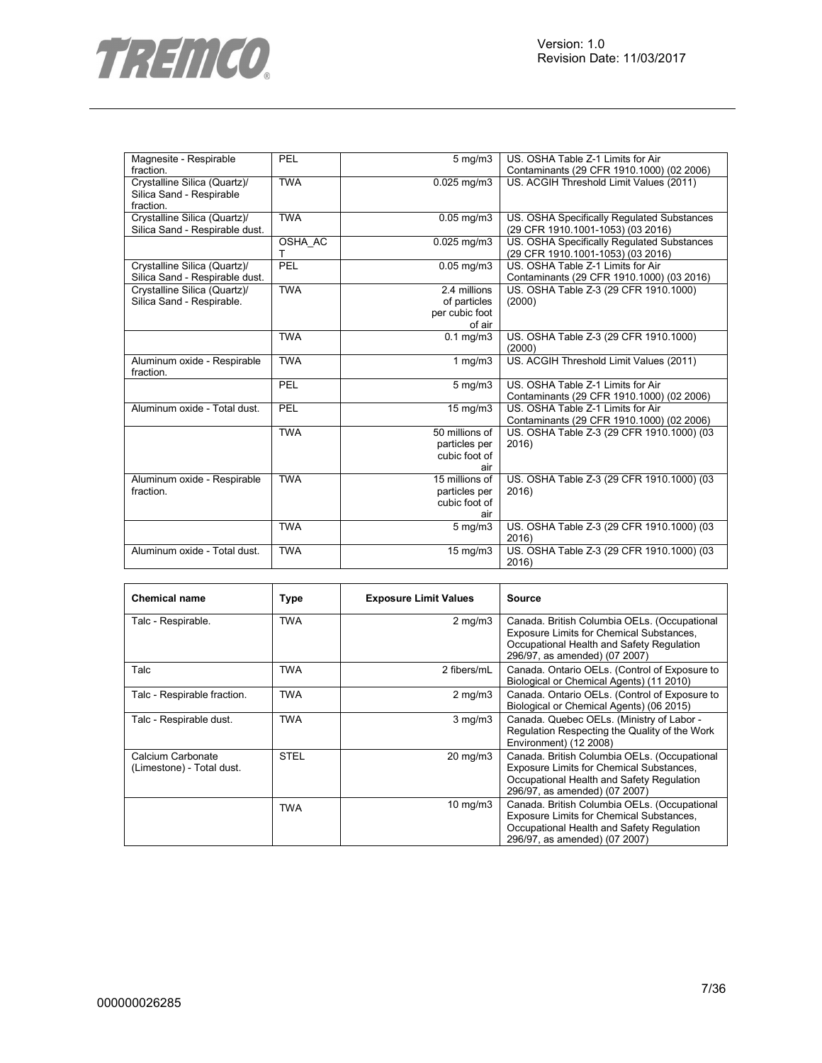| | | | |
|---|---|---|---|
| Magnesite - Respirable fraction. | PEL | 5 mg/m3 | US. OSHA Table Z-1 Limits for Air Contaminants (29 CFR 1910.1000) (02 2006) |
| Crystalline Silica (Quartz)/ Silica Sand - Respirable fraction. | TWA | 0.025 mg/m3 | US. ACGIH Threshold Limit Values (2011) |
| Crystalline Silica (Quartz)/ Silica Sand - Respirable dust. | TWA | 0.05 mg/m3 | US. OSHA Specifically Regulated Substances (29 CFR 1910.1001-1053) (03 2016) |
| | OSHA_ACT | 0.025 mg/m3 | US. OSHA Specifically Regulated Substances (29 CFR 1910.1001-1053) (03 2016) |
| Crystalline Silica (Quartz)/ Silica Sand - Respirable dust. | PEL | 0.05 mg/m3 | US. OSHA Table Z-1 Limits for Air Contaminants (29 CFR 1910.1000) (03 2016) |
| Crystalline Silica (Quartz)/ Silica Sand - Respirable. | TWA | 2.4 millions of particles per cubic foot of air | US. OSHA Table Z-3 (29 CFR 1910.1000) (2000) |
| | TWA | 0.1 mg/m3 | US. OSHA Table Z-3 (29 CFR 1910.1000) (2000) |
| Aluminum oxide - Respirable fraction. | TWA | 1 mg/m3 | US. ACGIH Threshold Limit Values (2011) |
| | PEL | 5 mg/m3 | US. OSHA Table Z-1 Limits for Air Contaminants (29 CFR 1910.1000) (02 2006) |
| Aluminum oxide - Total dust. | PEL | 15 mg/m3 | US. OSHA Table Z-1 Limits for Air Contaminants (29 CFR 1910.1000) (02 2006) |
| | TWA | 50 millions of particles per cubic foot of air | US. OSHA Table Z-3 (29 CFR 1910.1000) (03 2016) |
| Aluminum oxide - Respirable fraction. | TWA | 15 millions of particles per cubic foot of air | US. OSHA Table Z-3 (29 CFR 1910.1000) (03 2016) |
| | TWA | 5 mg/m3 | US. OSHA Table Z-3 (29 CFR 1910.1000) (03 2016) |
| Aluminum oxide - Total dust. | TWA | 15 mg/m3 | US. OSHA Table Z-3 (29 CFR 1910.1000) (03 2016) |

| Chemical name | Type | Exposure Limit Values | Source |
|---|---|---|---|
| Talc - Respirable. | TWA | 2 mg/m3 | Canada. British Columbia OELs. (Occupational Exposure Limits for Chemical Substances, Occupational Health and Safety Regulation 296/97, as amended) (07 2007) |
| Talc | TWA | 2 fibers/mL | Canada. Ontario OELs. (Control of Exposure to Biological or Chemical Agents) (11 2010) |
| Talc - Respirable fraction. | TWA | 2 mg/m3 | Canada. Ontario OELs. (Control of Exposure to Biological or Chemical Agents) (06 2015) |
| Talc - Respirable dust. | TWA | 3 mg/m3 | Canada. Quebec OELs. (Ministry of Labor - Regulation Respecting the Quality of the Work Environment) (12 2008) |
| Calcium Carbonate (Limestone) - Total dust. | STEL | 20 mg/m3 | Canada. British Columbia OELs. (Occupational Exposure Limits for Chemical Substances, Occupational Health and Safety Regulation 296/97, as amended) (07 2007) |
| | TWA | 10 mg/m3 | Canada. British Columbia OELs. (Occupational Exposure Limits for Chemical Substances, Occupational Health and Safety Regulation 296/97, as amended) (07 2007) |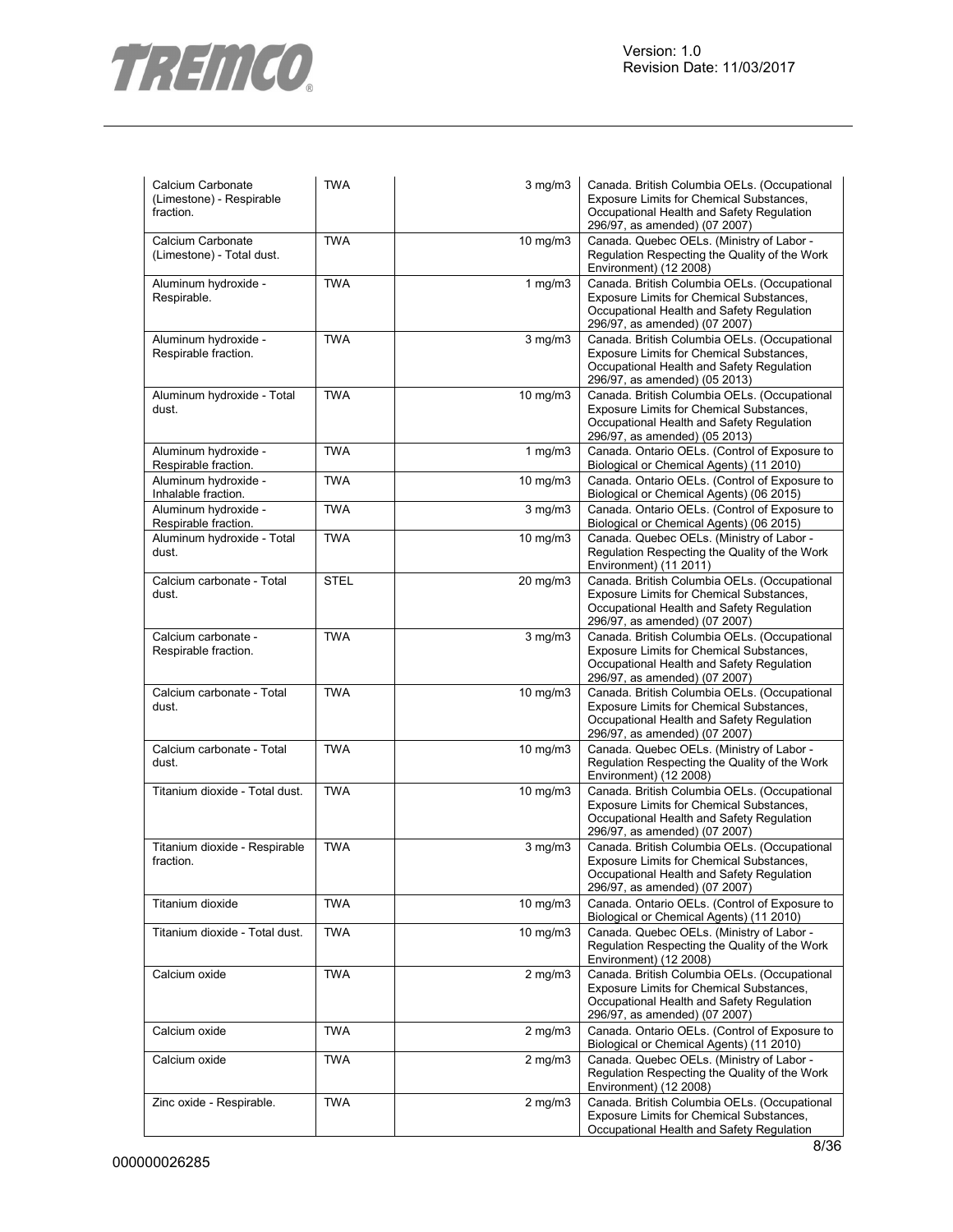| | | | |
|---|---|---|---|
| Calcium Carbonate (Limestone) - Respirable fraction. | TWA | 3 mg/m3 | Canada. British Columbia OELs. (Occupational Exposure Limits for Chemical Substances, Occupational Health and Safety Regulation 296/97, as amended) (07 2007) |
| Calcium Carbonate (Limestone) - Total dust. | TWA | 10 mg/m3 | Canada. Quebec OELs. (Ministry of Labor - Regulation Respecting the Quality of the Work Environment) (12 2008) |
| Aluminum hydroxide - Respirable. | TWA | 1 mg/m3 | Canada. British Columbia OELs. (Occupational Exposure Limits for Chemical Substances, Occupational Health and Safety Regulation 296/97, as amended) (07 2007) |
| Aluminum hydroxide - Respirable fraction. | TWA | 3 mg/m3 | Canada. British Columbia OELs. (Occupational Exposure Limits for Chemical Substances, Occupational Health and Safety Regulation 296/97, as amended) (05 2013) |
| Aluminum hydroxide - Total dust. | TWA | 10 mg/m3 | Canada. British Columbia OELs. (Occupational Exposure Limits for Chemical Substances, Occupational Health and Safety Regulation 296/97, as amended) (05 2013) |
| Aluminum hydroxide - Respirable fraction. | TWA | 1 mg/m3 | Canada. Ontario OELs. (Control of Exposure to Biological or Chemical Agents) (11 2010) |
| Aluminum hydroxide - Inhalable fraction. | TWA | 10 mg/m3 | Canada. Ontario OELs. (Control of Exposure to Biological or Chemical Agents) (06 2015) |
| Aluminum hydroxide - Respirable fraction. | TWA | 3 mg/m3 | Canada. Ontario OELs. (Control of Exposure to Biological or Chemical Agents) (06 2015) |
| Aluminum hydroxide - Total dust. | TWA | 10 mg/m3 | Canada. Quebec OELs. (Ministry of Labor - Regulation Respecting the Quality of the Work Environment) (11 2011) |
| Calcium carbonate - Total dust. | STEL | 20 mg/m3 | Canada. British Columbia OELs. (Occupational Exposure Limits for Chemical Substances, Occupational Health and Safety Regulation 296/97, as amended) (07 2007) |
| Calcium carbonate - Respirable fraction. | TWA | 3 mg/m3 | Canada. British Columbia OELs. (Occupational Exposure Limits for Chemical Substances, Occupational Health and Safety Regulation 296/97, as amended) (07 2007) |
| Calcium carbonate - Total dust. | TWA | 10 mg/m3 | Canada. British Columbia OELs. (Occupational Exposure Limits for Chemical Substances, Occupational Health and Safety Regulation 296/97, as amended) (07 2007) |
| Calcium carbonate - Total dust. | TWA | 10 mg/m3 | Canada. Quebec OELs. (Ministry of Labor - Regulation Respecting the Quality of the Work Environment) (12 2008) |
| Titanium dioxide - Total dust. | TWA | 10 mg/m3 | Canada. British Columbia OELs. (Occupational Exposure Limits for Chemical Substances, Occupational Health and Safety Regulation 296/97, as amended) (07 2007) |
| Titanium dioxide - Respirable fraction. | TWA | 3 mg/m3 | Canada. British Columbia OELs. (Occupational Exposure Limits for Chemical Substances, Occupational Health and Safety Regulation 296/97, as amended) (07 2007) |
| Titanium dioxide | TWA | 10 mg/m3 | Canada. Ontario OELs. (Control of Exposure to Biological or Chemical Agents) (11 2010) |
| Titanium dioxide - Total dust. | TWA | 10 mg/m3 | Canada. Quebec OELs. (Ministry of Labor - Regulation Respecting the Quality of the Work Environment) (12 2008) |
| Calcium oxide | TWA | 2 mg/m3 | Canada. British Columbia OELs. (Occupational Exposure Limits for Chemical Substances, Occupational Health and Safety Regulation 296/97, as amended) (07 2007) |
| Calcium oxide | TWA | 2 mg/m3 | Canada. Ontario OELs. (Control of Exposure to Biological or Chemical Agents) (11 2010) |
| Calcium oxide | TWA | 2 mg/m3 | Canada. Quebec OELs. (Ministry of Labor - Regulation Respecting the Quality of the Work Environment) (12 2008) |
| Zinc oxide - Respirable. | TWA | 2 mg/m3 | Canada. British Columbia OELs. (Occupational Exposure Limits for Chemical Substances, Occupational Health and Safety Regulation |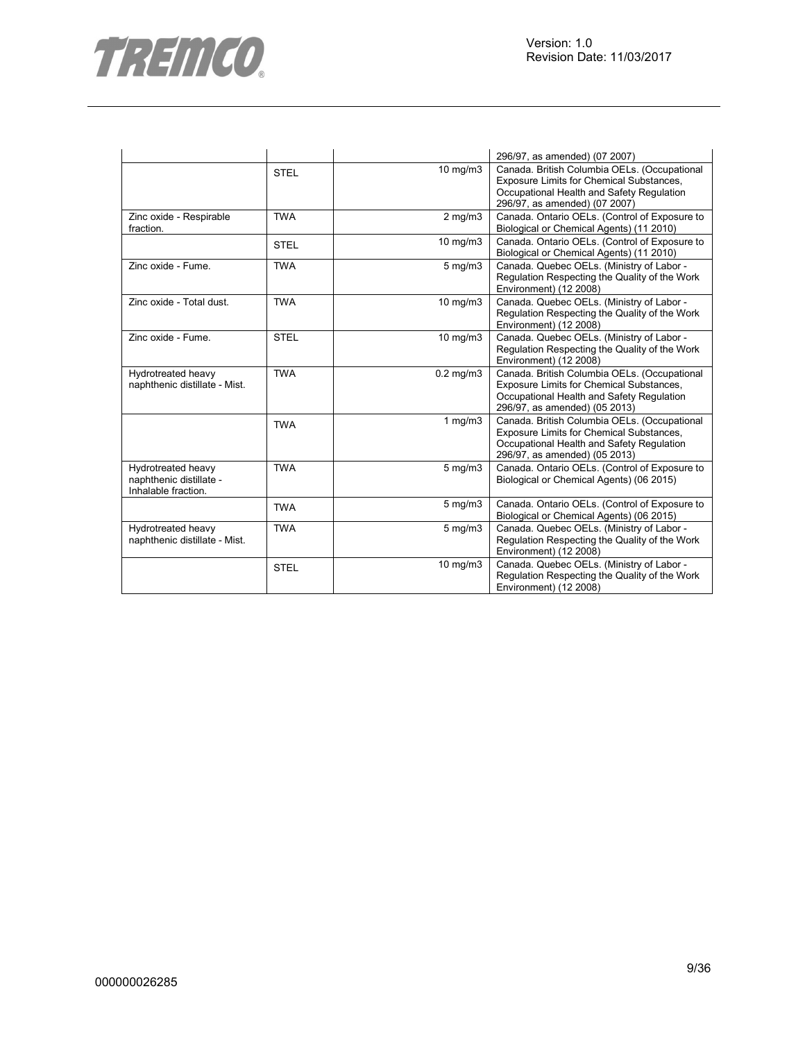| | | | |
|---|---|---|---|
| | | | 296/97, as amended) (07 2007) |
| | STEL | 10 mg/m3 | Canada. British Columbia OELs. (Occupational Exposure Limits for Chemical Substances, Occupational Health and Safety Regulation 296/97, as amended) (07 2007) |
| Zinc oxide - Respirable fraction. | TWA | 2 mg/m3 | Canada. Ontario OELs. (Control of Exposure to Biological or Chemical Agents) (11 2010) |
| | STEL | 10 mg/m3 | Canada. Ontario OELs. (Control of Exposure to Biological or Chemical Agents) (11 2010) |
| Zinc oxide - Fume. | TWA | 5 mg/m3 | Canada. Quebec OELs. (Ministry of Labor - Regulation Respecting the Quality of the Work Environment) (12 2008) |
| Zinc oxide - Total dust. | TWA | 10 mg/m3 | Canada. Quebec OELs. (Ministry of Labor - Regulation Respecting the Quality of the Work Environment) (12 2008) |
| Zinc oxide - Fume. | STEL | 10 mg/m3 | Canada. Quebec OELs. (Ministry of Labor - Regulation Respecting the Quality of the Work Environment) (12 2008) |
| Hydrotreated heavy naphthenic distillate - Mist. | TWA | 0.2 mg/m3 | Canada. British Columbia OELs. (Occupational Exposure Limits for Chemical Substances, Occupational Health and Safety Regulation 296/97, as amended) (05 2013) |
| | TWA | 1 mg/m3 | Canada. British Columbia OELs. (Occupational Exposure Limits for Chemical Substances, Occupational Health and Safety Regulation 296/97, as amended) (05 2013) |
| Hydrotreated heavy naphthenic distillate - Inhalable fraction. | TWA | 5 mg/m3 | Canada. Ontario OELs. (Control of Exposure to Biological or Chemical Agents) (06 2015) |
| | TWA | 5 mg/m3 | Canada. Ontario OELs. (Control of Exposure to Biological or Chemical Agents) (06 2015) |
| Hydrotreated heavy naphthenic distillate - Mist. | TWA | 5 mg/m3 | Canada. Quebec OELs. (Ministry of Labor - Regulation Respecting the Quality of the Work Environment) (12 2008) |
| | STEL | 10 mg/m3 | Canada. Quebec OELs. (Ministry of Labor - Regulation Respecting the Quality of the Work Environment) (12 2008) |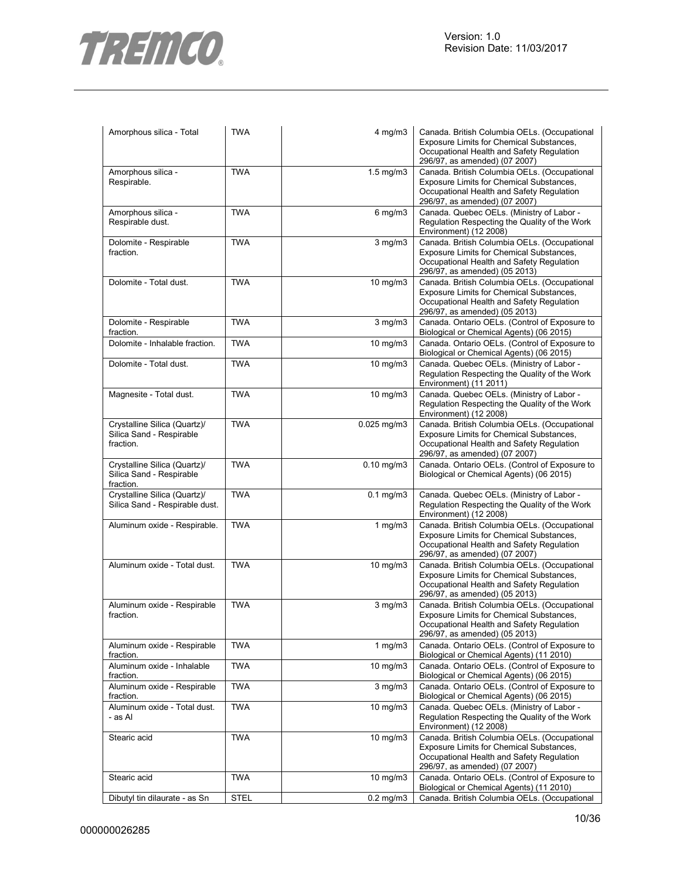| | | | |
|---|---|---|---|
| Amorphous silica - Total | TWA | 4 mg/m3 | Canada. British Columbia OELs. (Occupational Exposure Limits for Chemical Substances, Occupational Health and Safety Regulation 296/97, as amended) (07 2007) |
| Amorphous silica - Respirable. | TWA | 1.5 mg/m3 | Canada. British Columbia OELs. (Occupational Exposure Limits for Chemical Substances, Occupational Health and Safety Regulation 296/97, as amended) (07 2007) |
| Amorphous silica - Respirable dust. | TWA | 6 mg/m3 | Canada. Quebec OELs. (Ministry of Labor - Regulation Respecting the Quality of the Work Environment) (12 2008) |
| Dolomite - Respirable fraction. | TWA | 3 mg/m3 | Canada. British Columbia OELs. (Occupational Exposure Limits for Chemical Substances, Occupational Health and Safety Regulation 296/97, as amended) (05 2013) |
| Dolomite - Total dust. | TWA | 10 mg/m3 | Canada. British Columbia OELs. (Occupational Exposure Limits for Chemical Substances, Occupational Health and Safety Regulation 296/97, as amended) (05 2013) |
| Dolomite - Respirable fraction. | TWA | 3 mg/m3 | Canada. Ontario OELs. (Control of Exposure to Biological or Chemical Agents) (06 2015) |
| Dolomite - Inhalable fraction. | TWA | 10 mg/m3 | Canada. Ontario OELs. (Control of Exposure to Biological or Chemical Agents) (06 2015) |
| Dolomite - Total dust. | TWA | 10 mg/m3 | Canada. Quebec OELs. (Ministry of Labor - Regulation Respecting the Quality of the Work Environment) (11 2011) |
| Magnesite - Total dust. | TWA | 10 mg/m3 | Canada. Quebec OELs. (Ministry of Labor - Regulation Respecting the Quality of the Work Environment) (12 2008) |
| Crystalline Silica (Quartz)/ Silica Sand - Respirable fraction. | TWA | 0.025 mg/m3 | Canada. British Columbia OELs. (Occupational Exposure Limits for Chemical Substances, Occupational Health and Safety Regulation 296/97, as amended) (07 2007) |
| Crystalline Silica (Quartz)/ Silica Sand - Respirable fraction. | TWA | 0.10 mg/m3 | Canada. Ontario OELs. (Control of Exposure to Biological or Chemical Agents) (06 2015) |
| Crystalline Silica (Quartz)/ Silica Sand - Respirable dust. | TWA | 0.1 mg/m3 | Canada. Quebec OELs. (Ministry of Labor - Regulation Respecting the Quality of the Work Environment) (12 2008) |
| Aluminum oxide - Respirable. | TWA | 1 mg/m3 | Canada. British Columbia OELs. (Occupational Exposure Limits for Chemical Substances, Occupational Health and Safety Regulation 296/97, as amended) (07 2007) |
| Aluminum oxide - Total dust. | TWA | 10 mg/m3 | Canada. British Columbia OELs. (Occupational Exposure Limits for Chemical Substances, Occupational Health and Safety Regulation 296/97, as amended) (05 2013) |
| Aluminum oxide - Respirable fraction. | TWA | 3 mg/m3 | Canada. British Columbia OELs. (Occupational Exposure Limits for Chemical Substances, Occupational Health and Safety Regulation 296/97, as amended) (05 2013) |
| Aluminum oxide - Respirable fraction. | TWA | 1 mg/m3 | Canada. Ontario OELs. (Control of Exposure to Biological or Chemical Agents) (11 2010) |
| Aluminum oxide - Inhalable fraction. | TWA | 10 mg/m3 | Canada. Ontario OELs. (Control of Exposure to Biological or Chemical Agents) (06 2015) |
| Aluminum oxide - Respirable fraction. | TWA | 3 mg/m3 | Canada. Ontario OELs. (Control of Exposure to Biological or Chemical Agents) (06 2015) |
| Aluminum oxide - Total dust. - as Al | TWA | 10 mg/m3 | Canada. Quebec OELs. (Ministry of Labor - Regulation Respecting the Quality of the Work Environment) (12 2008) |
| Stearic acid | TWA | 10 mg/m3 | Canada. British Columbia OELs. (Occupational Exposure Limits for Chemical Substances, Occupational Health and Safety Regulation 296/97, as amended) (07 2007) |
| Stearic acid | TWA | 10 mg/m3 | Canada. Ontario OELs. (Control of Exposure to Biological or Chemical Agents) (11 2010) |
| Dibutyl tin dilaurate - as Sn | STEL | 0.2 mg/m3 | Canada. British Columbia OELs. (Occupational |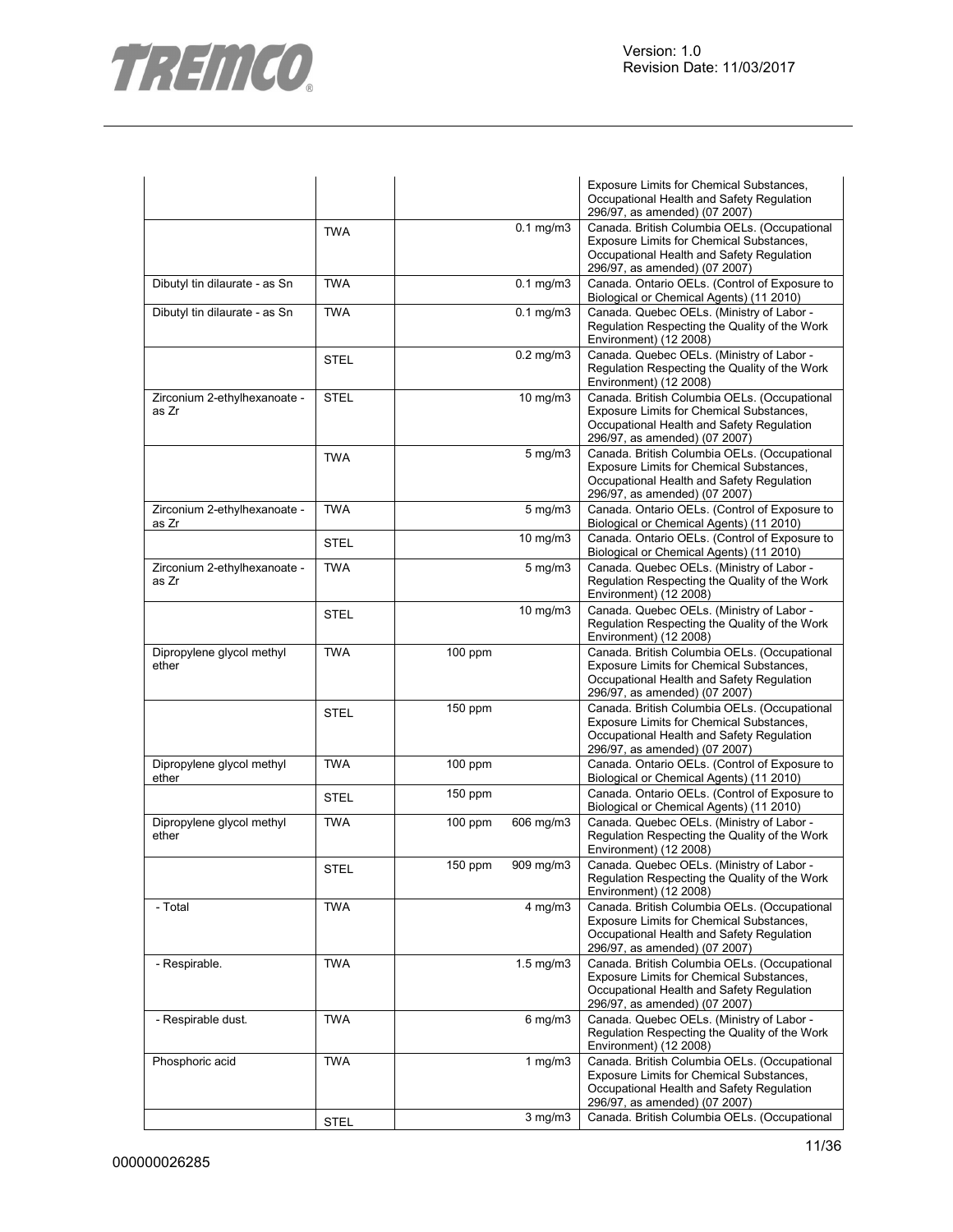| | | | | |
|---|---|---|---|---|
| | | | | Exposure Limits for Chemical Substances, Occupational Health and Safety Regulation 296/97, as amended) (07 2007) |
| | TWA | | 0.1 mg/m3 | Canada. British Columbia OELs. (Occupational Exposure Limits for Chemical Substances, Occupational Health and Safety Regulation 296/97, as amended) (07 2007) |
| Dibutyl tin dilaurate - as Sn | TWA | | 0.1 mg/m3 | Canada. Ontario OELs. (Control of Exposure to Biological or Chemical Agents) (11 2010) |
| Dibutyl tin dilaurate - as Sn | TWA | | 0.1 mg/m3 | Canada. Quebec OELs. (Ministry of Labor - Regulation Respecting the Quality of the Work Environment) (12 2008) |
| | STEL | | 0.2 mg/m3 | Canada. Quebec OELs. (Ministry of Labor - Regulation Respecting the Quality of the Work Environment) (12 2008) |
| Zirconium 2-ethylhexanoate - as Zr | STEL | | 10 mg/m3 | Canada. British Columbia OELs. (Occupational Exposure Limits for Chemical Substances, Occupational Health and Safety Regulation 296/97, as amended) (07 2007) |
| | TWA | | 5 mg/m3 | Canada. British Columbia OELs. (Occupational Exposure Limits for Chemical Substances, Occupational Health and Safety Regulation 296/97, as amended) (07 2007) |
| Zirconium 2-ethylhexanoate - as Zr | TWA | | 5 mg/m3 | Canada. Ontario OELs. (Control of Exposure to Biological or Chemical Agents) (11 2010) |
| | STEL | | 10 mg/m3 | Canada. Ontario OELs. (Control of Exposure to Biological or Chemical Agents) (11 2010) |
| Zirconium 2-ethylhexanoate - as Zr | TWA | | 5 mg/m3 | Canada. Quebec OELs. (Ministry of Labor - Regulation Respecting the Quality of the Work Environment) (12 2008) |
| | STEL | | 10 mg/m3 | Canada. Quebec OELs. (Ministry of Labor - Regulation Respecting the Quality of the Work Environment) (12 2008) |
| Dipropylene glycol methyl ether | TWA | 100 ppm | | Canada. British Columbia OELs. (Occupational Exposure Limits for Chemical Substances, Occupational Health and Safety Regulation 296/97, as amended) (07 2007) |
| | STEL | 150 ppm | | Canada. British Columbia OELs. (Occupational Exposure Limits for Chemical Substances, Occupational Health and Safety Regulation 296/97, as amended) (07 2007) |
| Dipropylene glycol methyl ether | TWA | 100 ppm | | Canada. Ontario OELs. (Control of Exposure to Biological or Chemical Agents) (11 2010) |
| | STEL | 150 ppm | | Canada. Ontario OELs. (Control of Exposure to Biological or Chemical Agents) (11 2010) |
| Dipropylene glycol methyl ether | TWA | 100 ppm | 606 mg/m3 | Canada. Quebec OELs. (Ministry of Labor - Regulation Respecting the Quality of the Work Environment) (12 2008) |
| | STEL | 150 ppm | 909 mg/m3 | Canada. Quebec OELs. (Ministry of Labor - Regulation Respecting the Quality of the Work Environment) (12 2008) |
| - Total | TWA | | 4 mg/m3 | Canada. British Columbia OELs. (Occupational Exposure Limits for Chemical Substances, Occupational Health and Safety Regulation 296/97, as amended) (07 2007) |
| - Respirable. | TWA | | 1.5 mg/m3 | Canada. British Columbia OELs. (Occupational Exposure Limits for Chemical Substances, Occupational Health and Safety Regulation 296/97, as amended) (07 2007) |
| - Respirable dust. | TWA | | 6 mg/m3 | Canada. Quebec OELs. (Ministry of Labor - Regulation Respecting the Quality of the Work Environment) (12 2008) |
| Phosphoric acid | TWA | | 1 mg/m3 | Canada. British Columbia OELs. (Occupational Exposure Limits for Chemical Substances, Occupational Health and Safety Regulation 296/97, as amended) (07 2007) |
| | STEL | | 3 mg/m3 | Canada. British Columbia OELs. (Occupational |

000000026285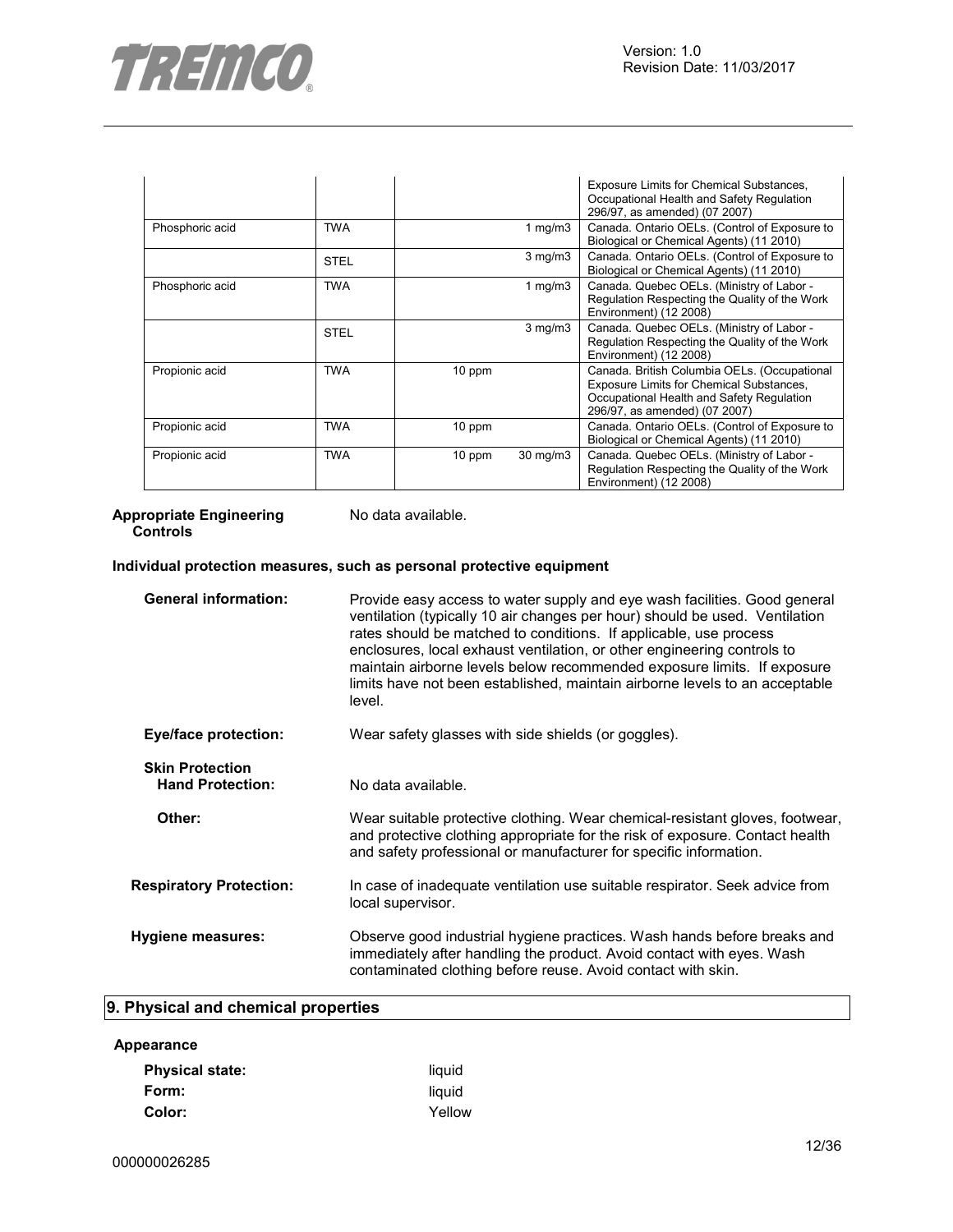| | | | | |
|---|---|---|---|---|
| | | | | Exposure Limits for Chemical Substances, Occupational Health and Safety Regulation 296/97, as amended) (07 2007) |
| Phosphoric acid | TWA | | 1 mg/m3 | Canada. Ontario OELs. (Control of Exposure to Biological or Chemical Agents) (11 2010) |
| | STEL | | 3 mg/m3 | Canada. Ontario OELs. (Control of Exposure to Biological or Chemical Agents) (11 2010) |
| Phosphoric acid | TWA | | 1 mg/m3 | Canada. Quebec OELs. (Ministry of Labor - Regulation Respecting the Quality of the Work Environment) (12 2008) |
| | STEL | | 3 mg/m3 | Canada. Quebec OELs. (Ministry of Labor - Regulation Respecting the Quality of the Work Environment) (12 2008) |
| Propionic acid | TWA | 10 ppm | | Canada. British Columbia OELs. (Occupational Exposure Limits for Chemical Substances, Occupational Health and Safety Regulation 296/97, as amended) (07 2007) |
| Propionic acid | TWA | 10 ppm | | Canada. Ontario OELs. (Control of Exposure to Biological or Chemical Agents) (11 2010) |
| Propionic acid | TWA | 10 ppm | 30 mg/m3 | Canada. Quebec OELs. (Ministry of Labor - Regulation Respecting the Quality of the Work Environment) (12 2008) |

**Appropriate Engineering Controls** No data available.

**Individual protection measures, such as personal protective equipment**

**General information:** Provide easy access to water supply and eye wash facilities. Good general ventilation (typically 10 air changes per hour) should be used. Ventilation rates should be matched to conditions. If applicable, use process enclosures, local exhaust ventilation, or other engineering controls to maintain airborne levels below recommended exposure limits. If exposure limits have not been established, maintain airborne levels to an acceptable level.

**Eye/face protection:** Wear safety glasses with side shields (or goggles).

**Skin Protection**

**Hand Protection:** No data available.

**Other:** Wear suitable protective clothing. Wear chemical-resistant gloves, footwear, and protective clothing appropriate for the risk of exposure. Contact health and safety professional or manufacturer for specific information.

**Respiratory Protection:** In case of inadequate ventilation use suitable respirator. Seek advice from local supervisor.

**Hygiene measures:** Observe good industrial hygiene practices. Wash hands before breaks and immediately after handling the product. Avoid contact with eyes. Wash contaminated clothing before reuse. Avoid contact with skin.

## 9. Physical and chemical properties

**Appearance**

**Physical state:** liquid

**Form:** liquid

**Color:** Yellow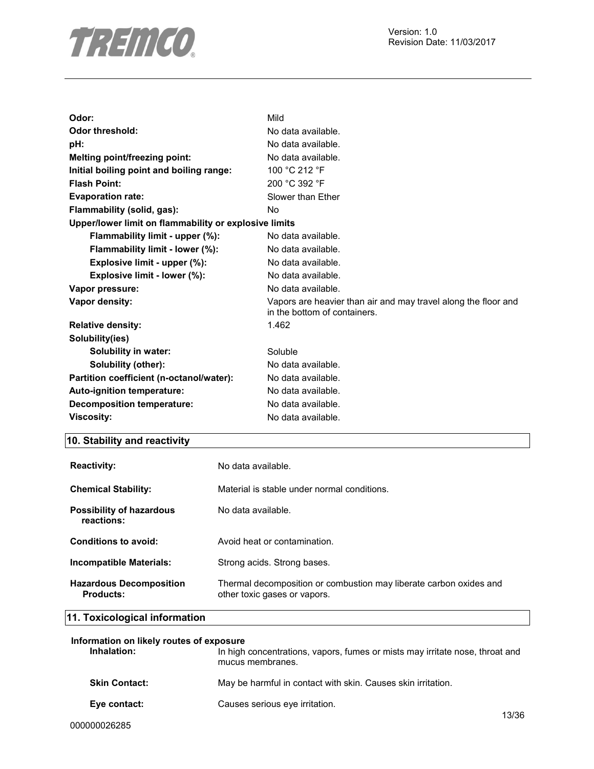| | |
|---|---|
| **Odor:** | Mild |
| **Odor threshold:** | No data available. |
| **pH:** | No data available. |
| **Melting point/freezing point:** | No data available. |
| **Initial boiling point and boiling range:** | 100 °C 212 °F |
| **Flash Point:** | 200 °C 392 °F |
| **Evaporation rate:** | Slower than Ether |
| **Flammability (solid, gas):** | No |
| **Upper/lower limit on flammability or explosive limits** | |
| **Flammability limit - upper (%):** | No data available. |
| **Flammability limit - lower (%):** | No data available. |
| **Explosive limit - upper (%):** | No data available. |
| **Explosive limit - lower (%):** | No data available. |
| **Vapor pressure:** | No data available. |
| **Vapor density:** | Vapors are heavier than air and may travel along the floor and in the bottom of containers. |
| **Relative density:** | 1.462 |
| **Solubility(ies)** | |
| **Solubility in water:** | Soluble |
| **Solubility (other):** | No data available. |
| **Partition coefficient (n-octanol/water):** | No data available. |
| **Auto-ignition temperature:** | No data available. |
| **Decomposition temperature:** | No data available. |
| **Viscosity:** | No data available. |

## 10. Stability and reactivity

| | |
|---|---|
| **Reactivity:** | No data available. |
| **Chemical Stability:** | Material is stable under normal conditions. |
| **Possibility of hazardous reactions:** | No data available. |
| **Conditions to avoid:** | Avoid heat or contamination. |
| **Incompatible Materials:** | Strong acids. Strong bases. |
| **Hazardous Decomposition Products:** | Thermal decomposition or combustion may liberate carbon oxides and other toxic gases or vapors. |

## 11. Toxicological information

**Information on likely routes of exposure**

| | |
|---|---|
| **Inhalation:** | In high concentrations, vapors, fumes or mists may irritate nose, throat and mucus membranes. |
| **Skin Contact:** | May be harmful in contact with skin. Causes skin irritation. |
| **Eye contact:** | Causes serious eye irritation. |

000000026285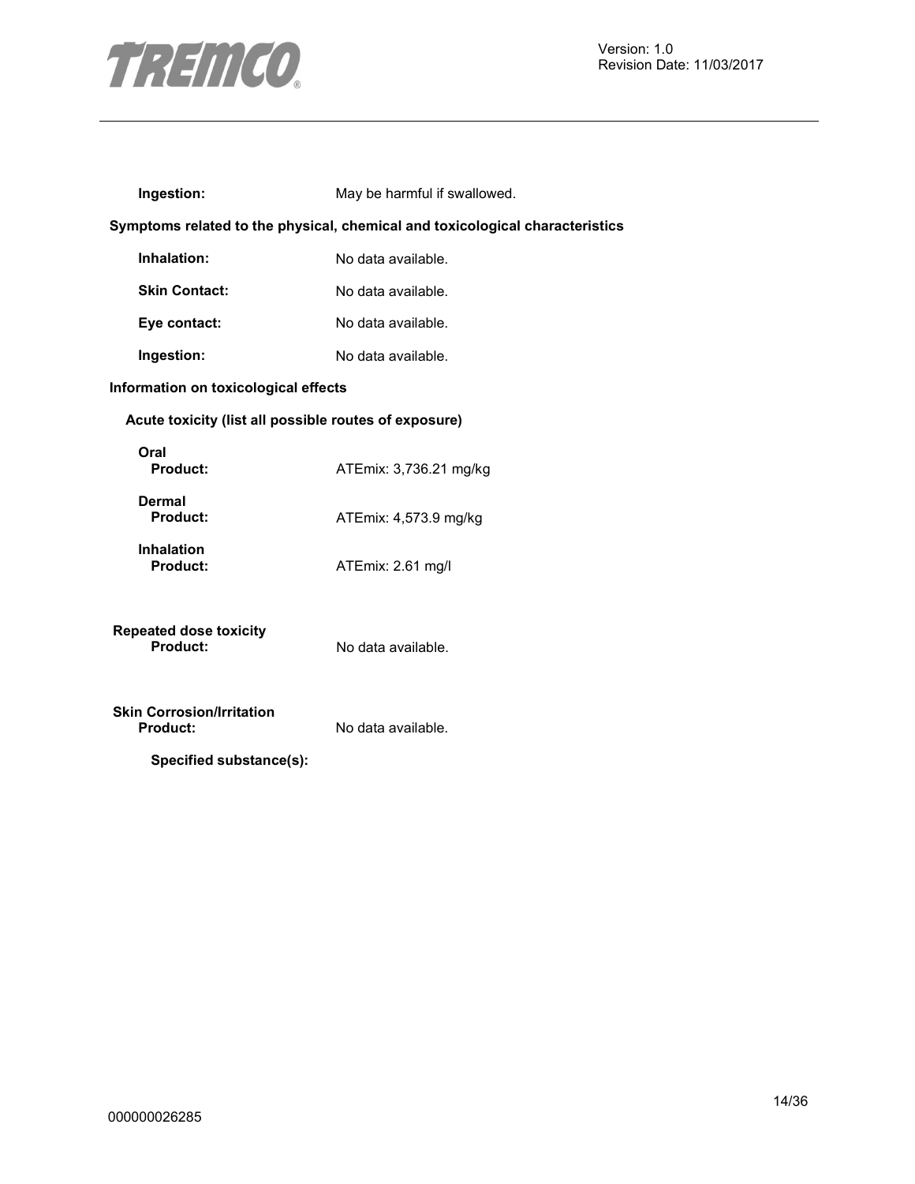**Ingestion:** May be harmful if swallowed.

**Symptoms related to the physical, chemical and toxicological characteristics**

**Inhalation:** No data available.

**Skin Contact:** No data available.

**Eye contact:** No data available.

**Ingestion:** No data available.

**Information on toxicological effects**

**Acute toxicity (list all possible routes of exposure)**

**Oral**
**Product:** ATEmix: 3,736.21 mg/kg

**Dermal**
**Product:** ATEmix: 4,573.9 mg/kg

**Inhalation**
**Product:** ATEmix: 2.61 mg/l

**Repeated dose toxicity**
**Product:** No data available.

**Skin Corrosion/Irritation**
**Product:** No data available.

**Specified substance(s):**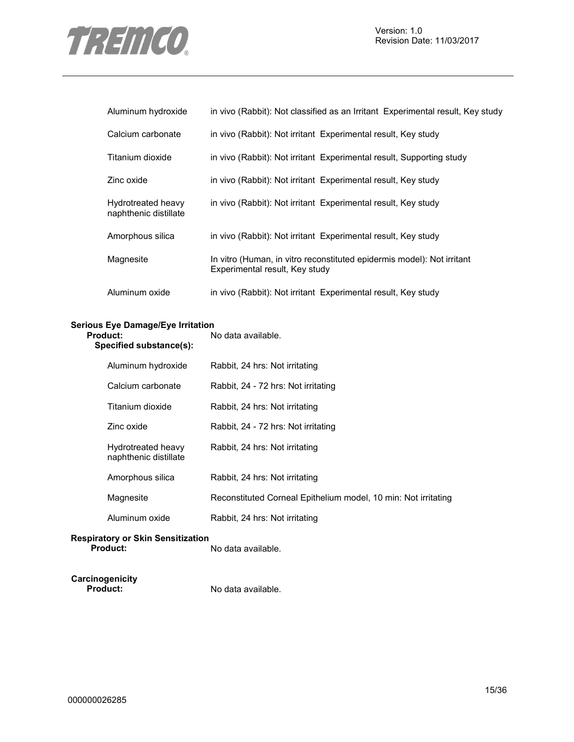| | |
|---|---|
| Aluminum hydroxide | in vivo (Rabbit): Not classified as an Irritant Experimental result, Key study |
| Calcium carbonate | in vivo (Rabbit): Not irritant Experimental result, Key study |
| Titanium dioxide | in vivo (Rabbit): Not irritant Experimental result, Supporting study |
| Zinc oxide | in vivo (Rabbit): Not irritant Experimental result, Key study |
| Hydrotreated heavy naphthenic distillate | in vivo (Rabbit): Not irritant Experimental result, Key study |
| Amorphous silica | in vivo (Rabbit): Not irritant Experimental result, Key study |
| Magnesite | In vitro (Human, in vitro reconstituted epidermis model): Not irritant Experimental result, Key study |
| Aluminum oxide | in vivo (Rabbit): Not irritant Experimental result, Key study |

**Serious Eye Damage/Eye Irritation**

**Product:** No data available.

**Specified substance(s):**

| | |
|---|---|
| Aluminum hydroxide | Rabbit, 24 hrs: Not irritating |
| Calcium carbonate | Rabbit, 24 - 72 hrs: Not irritating |
| Titanium dioxide | Rabbit, 24 hrs: Not irritating |
| Zinc oxide | Rabbit, 24 - 72 hrs: Not irritating |
| Hydrotreated heavy naphthenic distillate | Rabbit, 24 hrs: Not irritating |
| Amorphous silica | Rabbit, 24 hrs: Not irritating |
| Magnesite | Reconstituted Corneal Epithelium model, 10 min: Not irritating |
| Aluminum oxide | Rabbit, 24 hrs: Not irritating |

**Respiratory or Skin Sensitization**

**Product:** No data available.

**Carcinogenicity**

**Product:** No data available.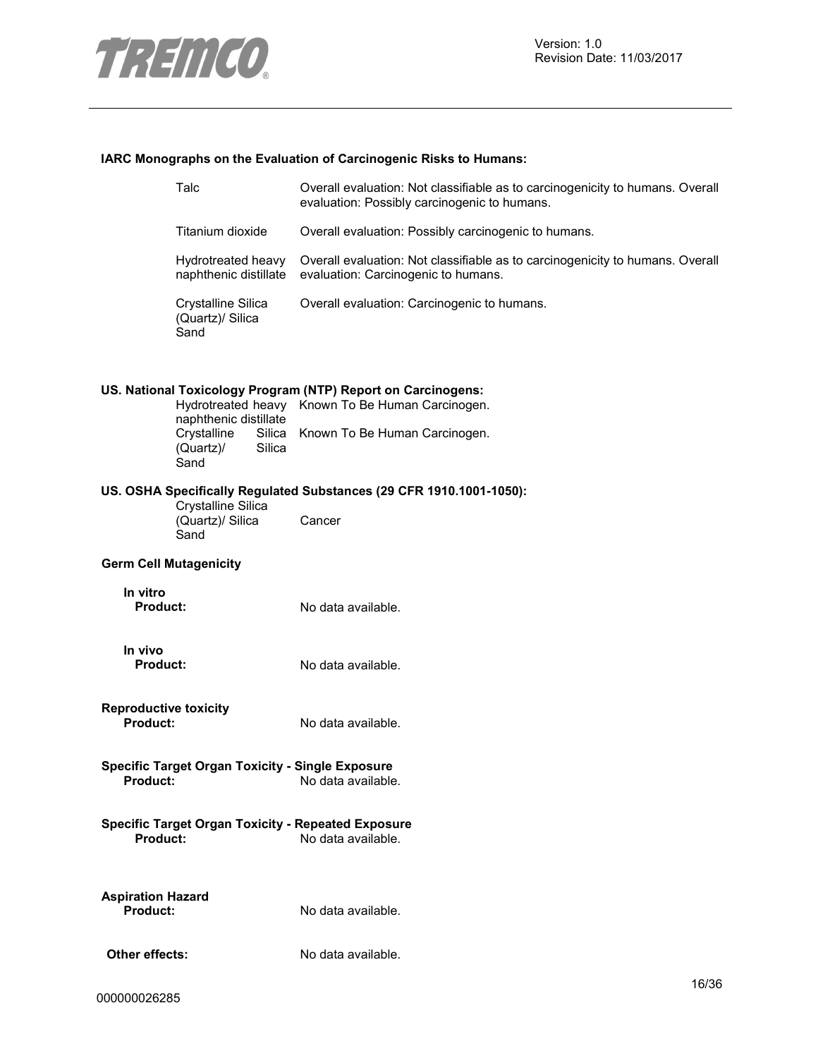**IARC Monographs on the Evaluation of Carcinogenic Risks to Humans:**

| | |
|---|---|
| Talc | Overall evaluation: Not classifiable as to carcinogenicity to humans. Overall evaluation: Possibly carcinogenic to humans. |
| Titanium dioxide | Overall evaluation: Possibly carcinogenic to humans. |
| Hydrotreated heavy naphthenic distillate | Overall evaluation: Not classifiable as to carcinogenicity to humans. Overall evaluation: Carcinogenic to humans. |
| Crystalline Silica (Quartz)/ Silica Sand | Overall evaluation: Carcinogenic to humans. |

**US. National Toxicology Program (NTP) Report on Carcinogens:**

| | |
|---|---|
| Hydrotreated heavy naphthenic distillate | Known To Be Human Carcinogen. |
| Crystalline Silica (Quartz)/ Silica Sand | Known To Be Human Carcinogen. |

**US. OSHA Specifically Regulated Substances (29 CFR 1910.1001-1050):**

| | |
|---|---|
| Crystalline Silica (Quartz)/ Silica Sand | Cancer |

**Germ Cell Mutagenicity**

**In vitro**

**Product:** No data available.

**In vivo**

**Product:** No data available.

**Reproductive toxicity**

**Product:** No data available.

**Specific Target Organ Toxicity - Single Exposure**

**Product:** No data available.

**Specific Target Organ Toxicity - Repeated Exposure**

**Product:** No data available.

**Aspiration Hazard**

**Product:** No data available.

**Other effects:** No data available.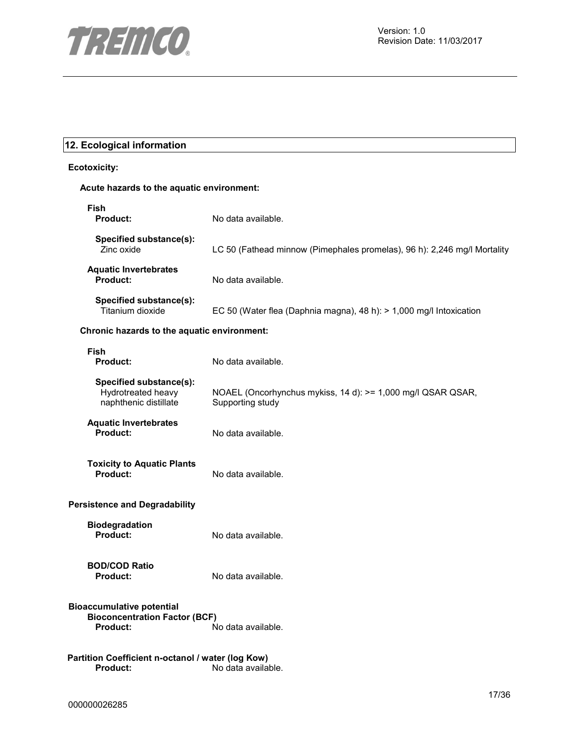## 12. Ecological information

**Ecotoxicity:**

**Acute hazards to the aquatic environment:**

**Fish**

| | |
|---|---|
| **Product:** | No data available. |
| **Specified substance(s):** | |
| Zinc oxide | LC 50 (Fathead minnow (Pimephales promelas), 96 h): 2,246 mg/l Mortality |

**Aquatic Invertebrates**

| | |
|---|---|
| **Product:** | No data available. |
| **Specified substance(s):** | |
| Titanium dioxide | EC 50 (Water flea (Daphnia magna), 48 h): > 1,000 mg/l Intoxication |

**Chronic hazards to the aquatic environment:**

**Fish**

| | |
|---|---|
| **Product:** | No data available. |
| **Specified substance(s):** | |
| Hydrotreated heavy naphthenic distillate | NOAEL (Oncorhynchus mykiss, 14 d): >= 1,000 mg/l QSAR QSAR, Supporting study |

**Aquatic Invertebrates**

| | |
|---|---|
| **Product:** | No data available. |

**Toxicity to Aquatic Plants**

| | |
|---|---|
| **Product:** | No data available. |

**Persistence and Degradability**

**Biodegradation**

| | |
|---|---|
| **Product:** | No data available. |

**BOD/COD Ratio**

| | |
|---|---|
| **Product:** | No data available. |

**Bioaccumulative potential**

**Bioconcentration Factor (BCF)**

| | |
|---|---|
| **Product:** | No data available. |

**Partition Coefficient n-octanol / water (log Kow)**

| | |
|---|---|
| **Product:** | No data available. |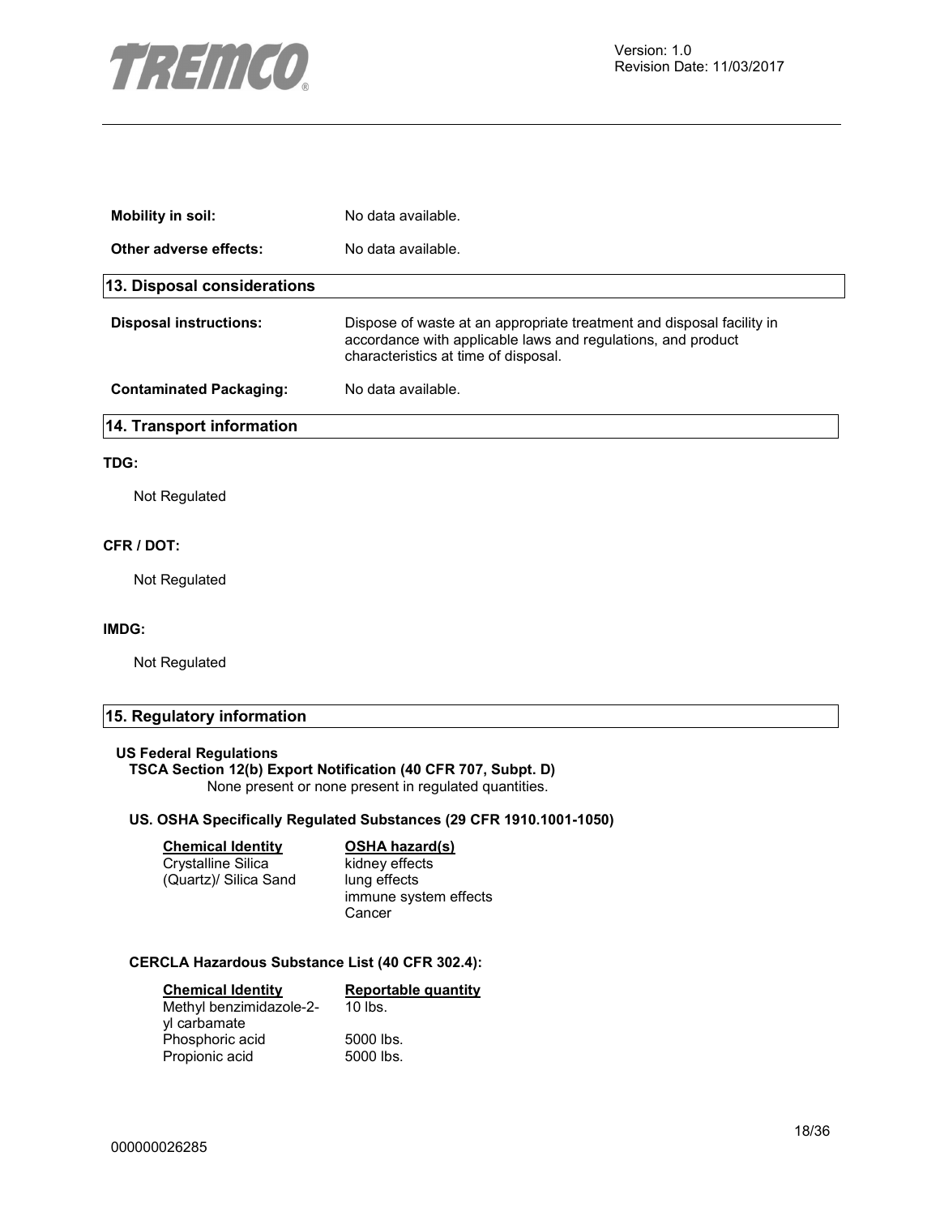| | |
|---|---|
| **Mobility in soil:** | No data available. |
| **Other adverse effects:** | No data available. |

## 13. Disposal considerations

| | |
|---|---|
| **Disposal instructions:** | Dispose of waste at an appropriate treatment and disposal facility in accordance with applicable laws and regulations, and product characteristics at time of disposal. |
| **Contaminated Packaging:** | No data available. |

## 14. Transport information

**TDG:**

Not Regulated

**CFR / DOT:**

Not Regulated

**IMDG:**

Not Regulated

## 15. Regulatory information

**US Federal Regulations**

**TSCA Section 12(b) Export Notification (40 CFR 707, Subpt. D)**

None present or none present in regulated quantities.

**US. OSHA Specifically Regulated Substances (29 CFR 1910.1001-1050)**

| Chemical Identity | OSHA hazard(s) |
|---|---|
| Crystalline Silica (Quartz)/ Silica Sand | kidney effects<br>lung effects<br>immune system effects<br>Cancer |

**CERCLA Hazardous Substance List (40 CFR 302.4):**

| Chemical Identity | Reportable quantity |
|---|---|
| Methyl benzimidazole-2-yl carbamate | 10 lbs. |
| Phosphoric acid | 5000 lbs. |
| Propionic acid | 5000 lbs. |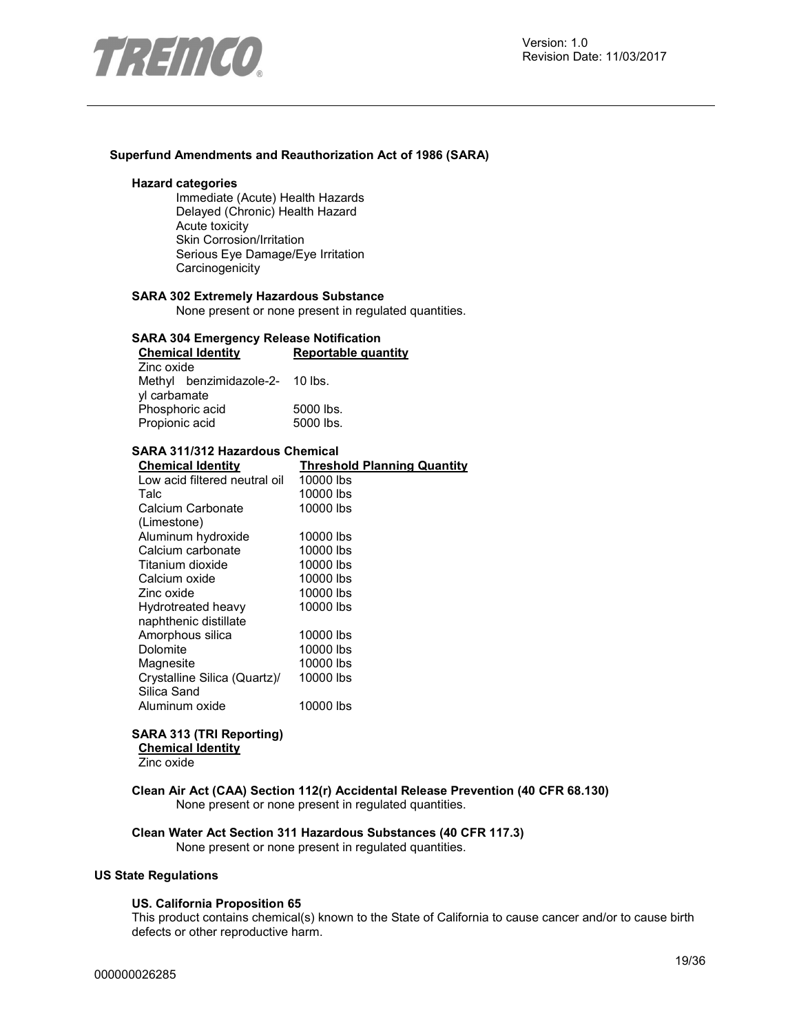### Superfund Amendments and Reauthorization Act of 1986 (SARA)

**Hazard categories**

Immediate (Acute) Health Hazards
Delayed (Chronic) Health Hazard
Acute toxicity
Skin Corrosion/Irritation
Serious Eye Damage/Eye Irritation
Carcinogenicity

**SARA 302 Extremely Hazardous Substance**

None present or none present in regulated quantities.

**SARA 304 Emergency Release Notification**

| Chemical Identity | Reportable quantity |
| --- | --- |
| Zinc oxide | |
| Methyl benzimidazole-2-yl carbamate | 10 lbs. |
| Phosphoric acid | 5000 lbs. |
| Propionic acid | 5000 lbs. |

**SARA 311/312 Hazardous Chemical**

| Chemical Identity | Threshold Planning Quantity |
| --- | --- |
| Low acid filtered neutral oil | 10000 lbs |
| Talc | 10000 lbs |
| Calcium Carbonate (Limestone) | 10000 lbs |
| Aluminum hydroxide | 10000 lbs |
| Calcium carbonate | 10000 lbs |
| Titanium dioxide | 10000 lbs |
| Calcium oxide | 10000 lbs |
| Zinc oxide | 10000 lbs |
| Hydrotreated heavy naphthenic distillate | 10000 lbs |
| Amorphous silica | 10000 lbs |
| Dolomite | 10000 lbs |
| Magnesite | 10000 lbs |
| Crystalline Silica (Quartz)/ Silica Sand | 10000 lbs |
| Aluminum oxide | 10000 lbs |

**SARA 313 (TRI Reporting)**

| Chemical Identity |
| --- |
| Zinc oxide |

**Clean Air Act (CAA) Section 112(r) Accidental Release Prevention (40 CFR 68.130)**

None present or none present in regulated quantities.

**Clean Water Act Section 311 Hazardous Substances (40 CFR 117.3)**

None present or none present in regulated quantities.

### US State Regulations

**US. California Proposition 65**

This product contains chemical(s) known to the State of California to cause cancer and/or to cause birth defects or other reproductive harm.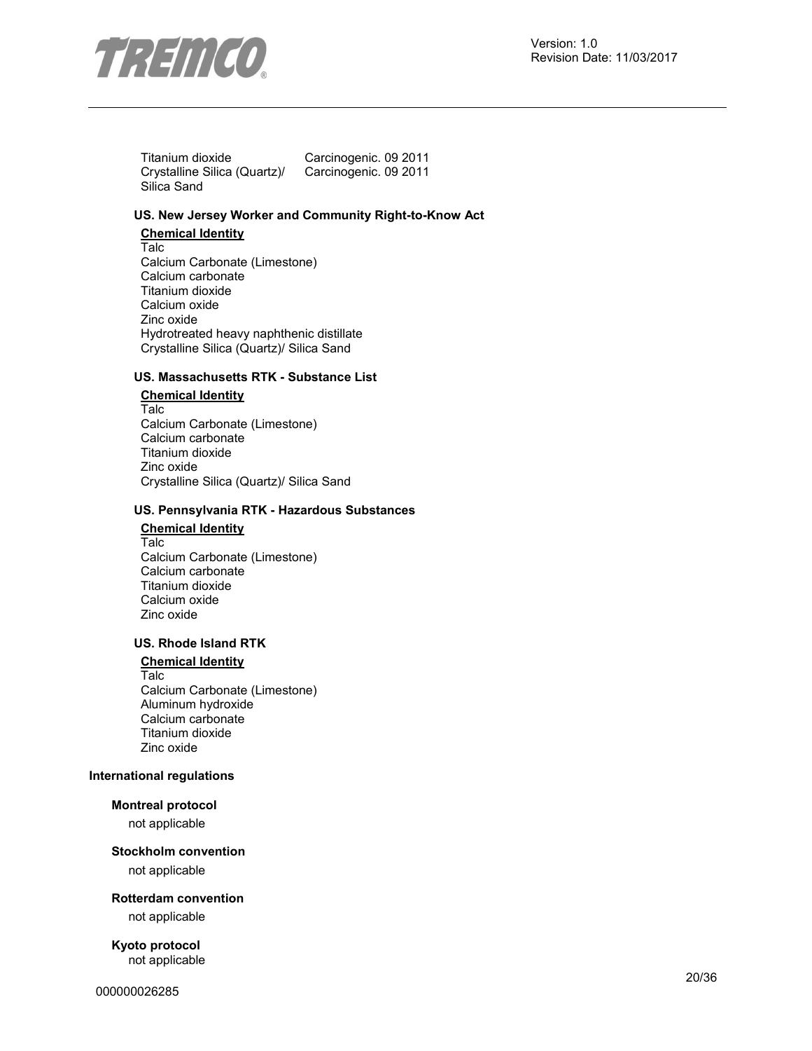| | |
|---|---|
| Titanium dioxide | Carcinogenic. 09 2011 |
| Crystalline Silica (Quartz)/ Silica Sand | Carcinogenic. 09 2011 |

**US. New Jersey Worker and Community Right-to-Know Act**

**Chemical Identity**

Talc
Calcium Carbonate (Limestone)
Calcium carbonate
Titanium dioxide
Calcium oxide
Zinc oxide
Hydrotreated heavy naphthenic distillate
Crystalline Silica (Quartz)/ Silica Sand

**US. Massachusetts RTK - Substance List**

**Chemical Identity**

Talc
Calcium Carbonate (Limestone)
Calcium carbonate
Titanium dioxide
Zinc oxide
Crystalline Silica (Quartz)/ Silica Sand

**US. Pennsylvania RTK - Hazardous Substances**

**Chemical Identity**

Talc
Calcium Carbonate (Limestone)
Calcium carbonate
Titanium dioxide
Calcium oxide
Zinc oxide

**US. Rhode Island RTK**

**Chemical Identity**

Talc
Calcium Carbonate (Limestone)
Aluminum hydroxide
Calcium carbonate
Titanium dioxide
Zinc oxide

**International regulations**

**Montreal protocol**

not applicable

**Stockholm convention**

not applicable

**Rotterdam convention**

not applicable

**Kyoto protocol**

not applicable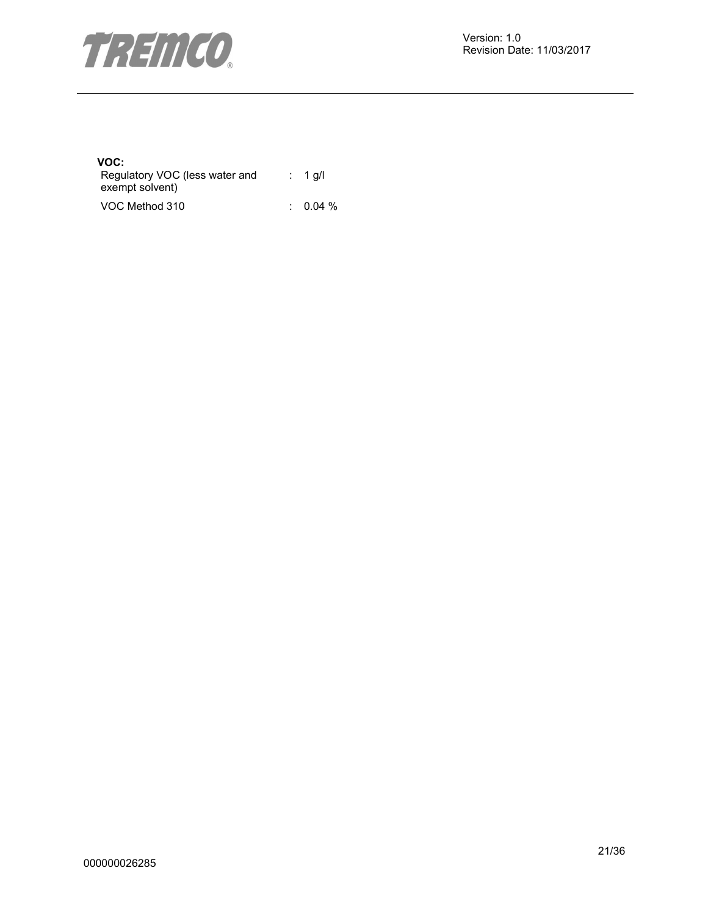**VOC:**

| | | |
|---|---|---|
| Regulatory VOC (less water and exempt solvent) | : | 1 g/l |
| VOC Method 310 | : | 0.04 % |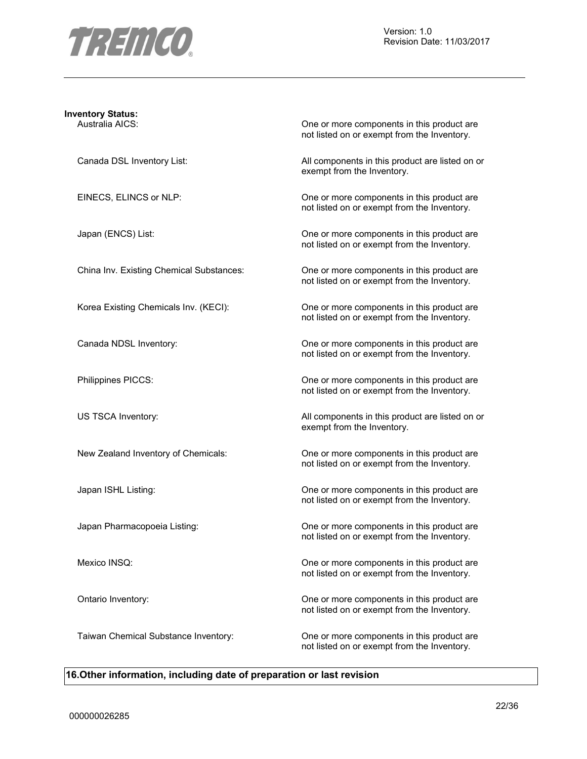**Inventory Status:**

| | |
|---|---|
| Australia AICS: | One or more components in this product are not listed on or exempt from the Inventory. |
| Canada DSL Inventory List: | All components in this product are listed on or exempt from the Inventory. |
| EINECS, ELINCS or NLP: | One or more components in this product are not listed on or exempt from the Inventory. |
| Japan (ENCS) List: | One or more components in this product are not listed on or exempt from the Inventory. |
| China Inv. Existing Chemical Substances: | One or more components in this product are not listed on or exempt from the Inventory. |
| Korea Existing Chemicals Inv. (KECI): | One or more components in this product are not listed on or exempt from the Inventory. |
| Canada NDSL Inventory: | One or more components in this product are not listed on or exempt from the Inventory. |
| Philippines PICCS: | One or more components in this product are not listed on or exempt from the Inventory. |
| US TSCA Inventory: | All components in this product are listed on or exempt from the Inventory. |
| New Zealand Inventory of Chemicals: | One or more components in this product are not listed on or exempt from the Inventory. |
| Japan ISHL Listing: | One or more components in this product are not listed on or exempt from the Inventory. |
| Japan Pharmacopoeia Listing: | One or more components in this product are not listed on or exempt from the Inventory. |
| Mexico INSQ: | One or more components in this product are not listed on or exempt from the Inventory. |
| Ontario Inventory: | One or more components in this product are not listed on or exempt from the Inventory. |
| Taiwan Chemical Substance Inventory: | One or more components in this product are not listed on or exempt from the Inventory. |

## 16.Other information, including date of preparation or last revision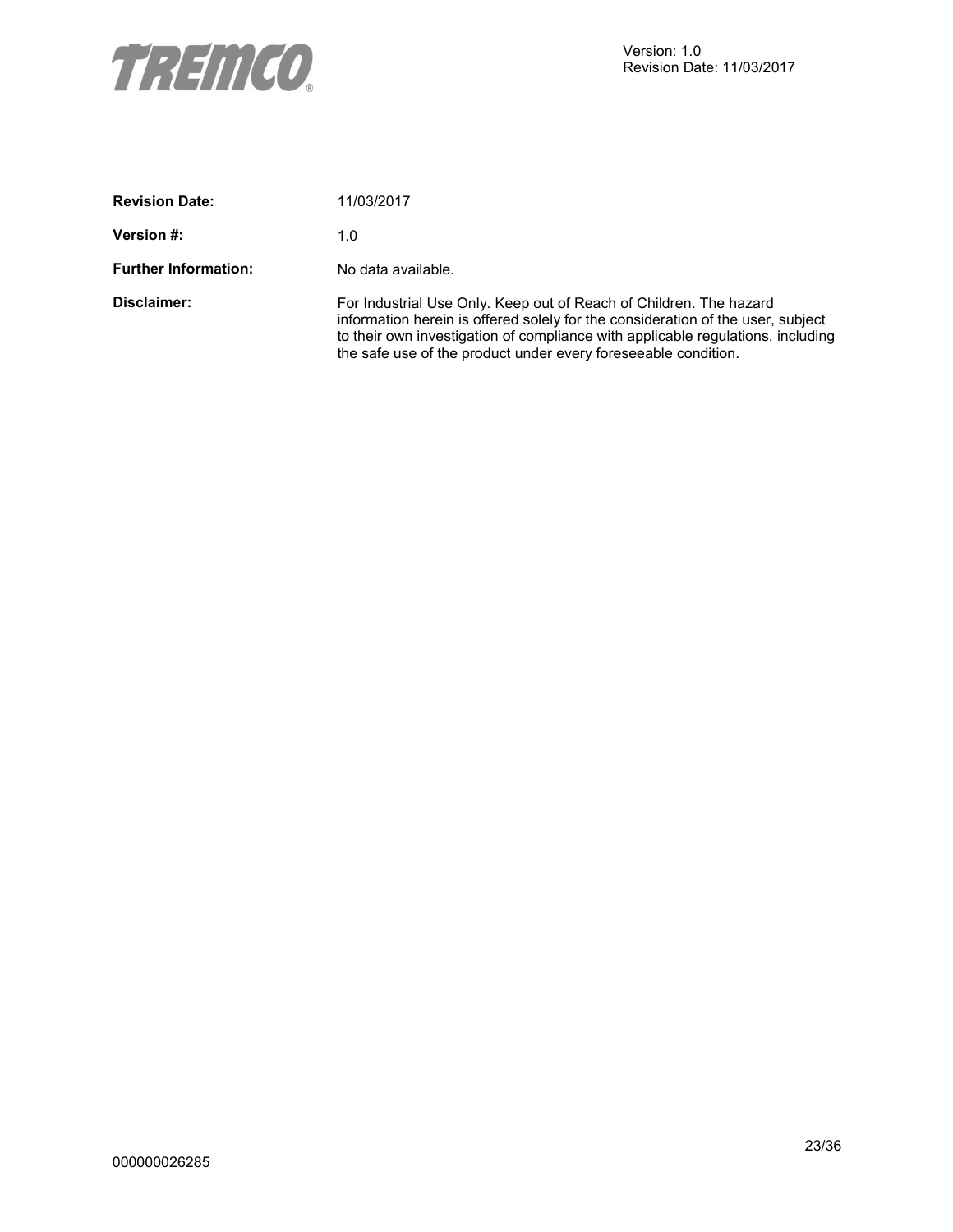**Revision Date:** 11/03/2017

**Version #:** 1.0

**Further Information:** No data available.

**Disclaimer:** For Industrial Use Only. Keep out of Reach of Children. The hazard information herein is offered solely for the consideration of the user, subject to their own investigation of compliance with applicable regulations, including the safe use of the product under every foreseeable condition.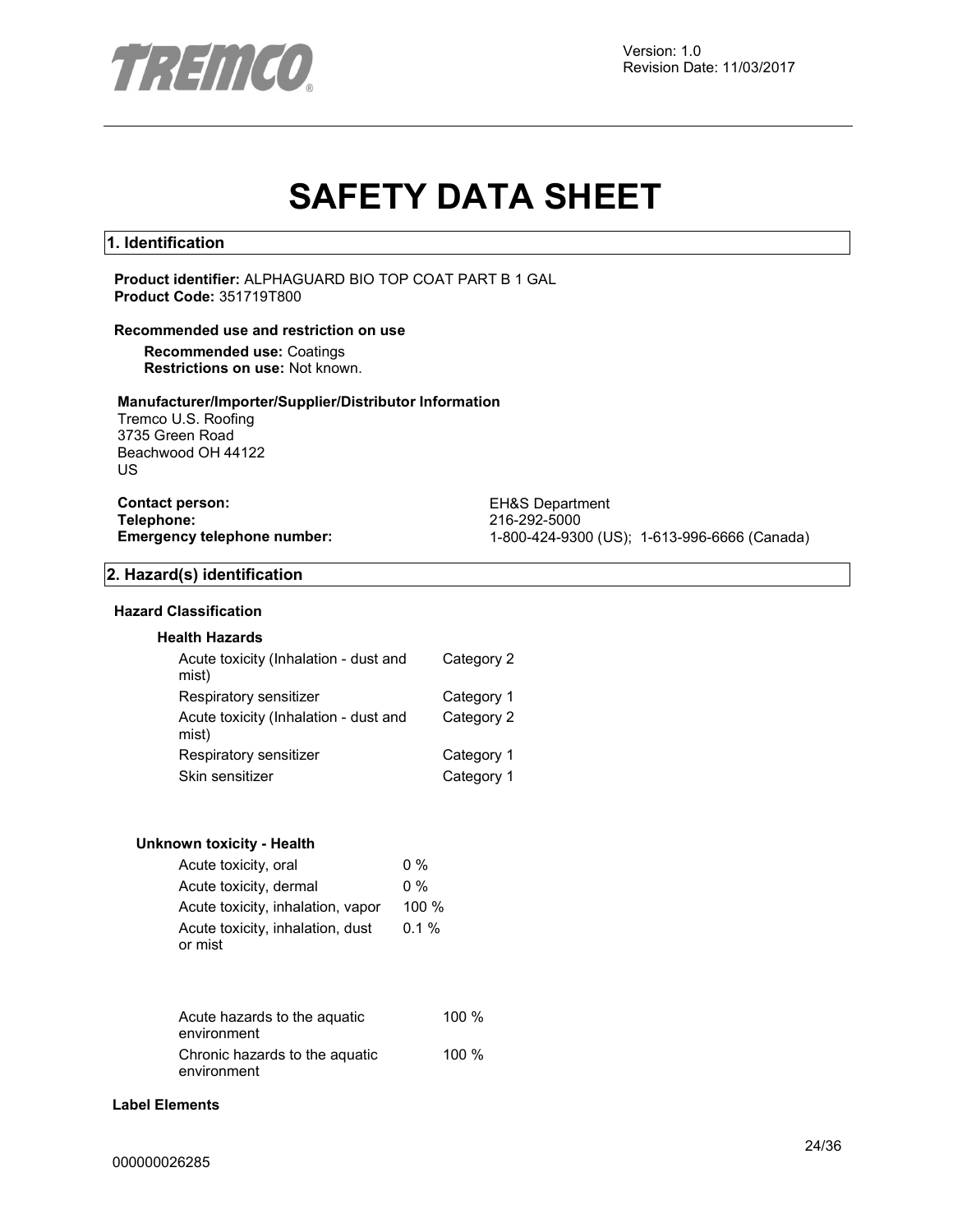TREMCO®

Version: 1.0
Revision Date: 11/03/2017

# SAFETY DATA SHEET

## 1. Identification

**Product identifier:** ALPHAGUARD BIO TOP COAT PART B 1 GAL
**Product Code:** 351719T800

**Recommended use and restriction on use**

**Recommended use:** Coatings
**Restrictions on use:** Not known.

**Manufacturer/Importer/Supplier/Distributor Information**

Tremco U.S. Roofing
3735 Green Road
Beachwood OH 44122
US

| | |
|---|---|
| **Contact person:** | EH&S Department |
| **Telephone:** | 216-292-5000 |
| **Emergency telephone number:** | 1-800-424-9300 (US); 1-613-996-6666 (Canada) |

## 2. Hazard(s) identification

**Hazard Classification**

**Health Hazards**

| | |
|---|---|
| Acute toxicity (Inhalation - dust and mist) | Category 2 |
| Respiratory sensitizer | Category 1 |
| Acute toxicity (Inhalation - dust and mist) | Category 2 |
| Respiratory sensitizer | Category 1 |
| Skin sensitizer | Category 1 |

**Unknown toxicity - Health**

| | |
|---|---|
| Acute toxicity, oral | 0 % |
| Acute toxicity, dermal | 0 % |
| Acute toxicity, inhalation, vapor | 100 % |
| Acute toxicity, inhalation, dust or mist | 0.1 % |

| | |
|---|---|
| Acute hazards to the aquatic environment | 100 % |
| Chronic hazards to the aquatic environment | 100 % |

**Label Elements**

000000026285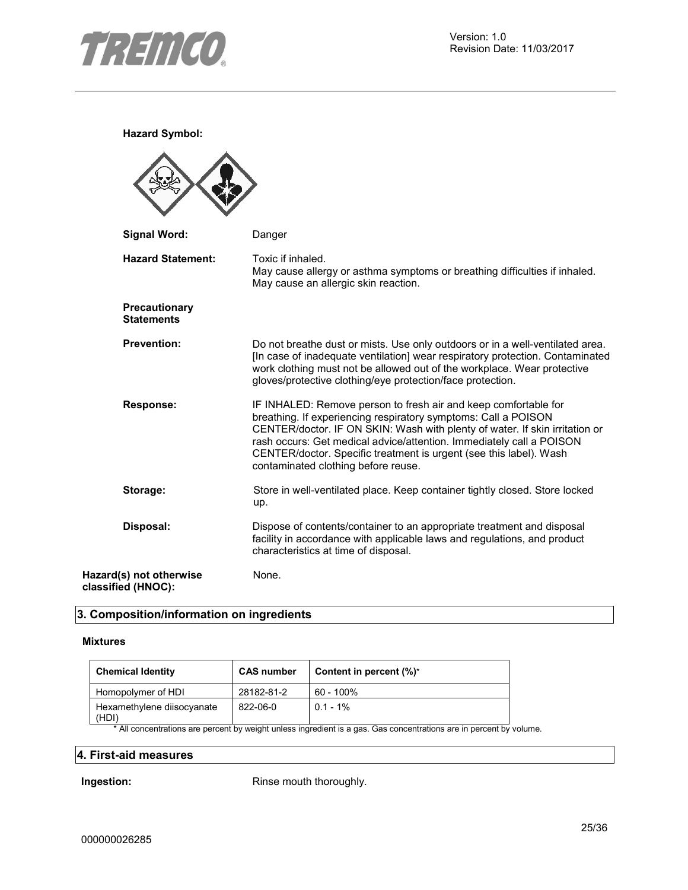**Hazard Symbol:**

**Signal Word:** Danger

**Hazard Statement:** Toxic if inhaled.
May cause allergy or asthma symptoms or breathing difficulties if inhaled.
May cause an allergic skin reaction.

**Precautionary Statements**

**Prevention:** Do not breathe dust or mists. Use only outdoors or in a well-ventilated area. [In case of inadequate ventilation] wear respiratory protection. Contaminated work clothing must not be allowed out of the workplace. Wear protective gloves/protective clothing/eye protection/face protection.

**Response:** IF INHALED: Remove person to fresh air and keep comfortable for breathing. If experiencing respiratory symptoms: Call a POISON CENTER/doctor. IF ON SKIN: Wash with plenty of water. If skin irritation or rash occurs: Get medical advice/attention. Immediately call a POISON CENTER/doctor. Specific treatment is urgent (see this label). Wash contaminated clothing before reuse.

**Storage:** Store in well-ventilated place. Keep container tightly closed. Store locked up.

**Disposal:** Dispose of contents/container to an appropriate treatment and disposal facility in accordance with applicable laws and regulations, and product characteristics at time of disposal.

**Hazard(s) not otherwise classified (HNOC):** None.

## 3. Composition/information on ingredients

**Mixtures**

| Chemical Identity | CAS number | Content in percent (%)* |
|---|---|---|
| Homopolymer of HDI | 28182-81-2 | 60 - 100% |
| Hexamethylene diisocyanate (HDI) | 822-06-0 | 0.1 - 1% |

\* All concentrations are percent by weight unless ingredient is a gas. Gas concentrations are in percent by volume.

## 4. First-aid measures

**Ingestion:** Rinse mouth thoroughly.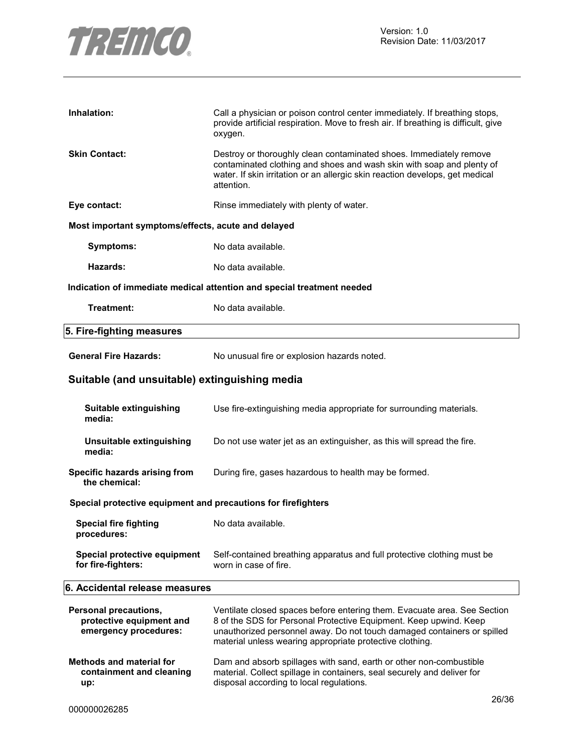**Inhalation:** Call a physician or poison control center immediately. If breathing stops, provide artificial respiration. Move to fresh air. If breathing is difficult, give oxygen.

**Skin Contact:** Destroy or thoroughly clean contaminated shoes. Immediately remove contaminated clothing and shoes and wash skin with soap and plenty of water. If skin irritation or an allergic skin reaction develops, get medical attention.

**Eye contact:** Rinse immediately with plenty of water.

**Most important symptoms/effects, acute and delayed**

**Symptoms:** No data available.

**Hazards:** No data available.

**Indication of immediate medical attention and special treatment needed**

**Treatment:** No data available.

## 5. Fire-fighting measures

**General Fire Hazards:** No unusual fire or explosion hazards noted.

### Suitable (and unsuitable) extinguishing media

**Suitable extinguishing media:** Use fire-extinguishing media appropriate for surrounding materials.

**Unsuitable extinguishing media:** Do not use water jet as an extinguisher, as this will spread the fire.

**Specific hazards arising from the chemical:** During fire, gases hazardous to health may be formed.

**Special protective equipment and precautions for firefighters**

**Special fire fighting procedures:** No data available.

**Special protective equipment for fire-fighters:** Self-contained breathing apparatus and full protective clothing must be worn in case of fire.

## 6. Accidental release measures

**Personal precautions, protective equipment and emergency procedures:** Ventilate closed spaces before entering them. Evacuate area. See Section 8 of the SDS for Personal Protective Equipment. Keep upwind. Keep unauthorized personnel away. Do not touch damaged containers or spilled material unless wearing appropriate protective clothing.

**Methods and material for containment and cleaning up:** Dam and absorb spillages with sand, earth or other non-combustible material. Collect spillage in containers, seal securely and deliver for disposal according to local regulations.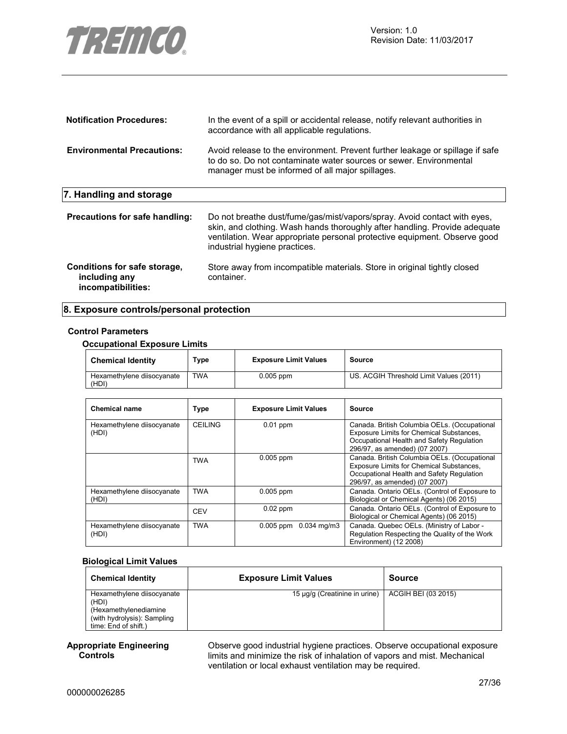**Notification Procedures:** In the event of a spill or accidental release, notify relevant authorities in accordance with all applicable regulations.

**Environmental Precautions:** Avoid release to the environment. Prevent further leakage or spillage if safe to do so. Do not contaminate water sources or sewer. Environmental manager must be informed of all major spillages.

## 7. Handling and storage

**Precautions for safe handling:** Do not breathe dust/fume/gas/mist/vapors/spray. Avoid contact with eyes, skin, and clothing. Wash hands thoroughly after handling. Provide adequate ventilation. Wear appropriate personal protective equipment. Observe good industrial hygiene practices.

**Conditions for safe storage, including any incompatibilities:** Store away from incompatible materials. Store in original tightly closed container.

## 8. Exposure controls/personal protection

### Control Parameters

#### Occupational Exposure Limits

| Chemical Identity | Type | Exposure Limit Values | Source |
|---|---|---|---|
| Hexamethylene diisocyanate (HDI) | TWA | 0.005 ppm | US. ACGIH Threshold Limit Values (2011) |

| Chemical name | Type | Exposure Limit Values | Source |
|---|---|---|---|
| Hexamethylene diisocyanate (HDI) | CEILING | 0.01 ppm | Canada. British Columbia OELs. (Occupational Exposure Limits for Chemical Substances, Occupational Health and Safety Regulation 296/97, as amended) (07 2007) |
| | TWA | 0.005 ppm | Canada. British Columbia OELs. (Occupational Exposure Limits for Chemical Substances, Occupational Health and Safety Regulation 296/97, as amended) (07 2007) |
| Hexamethylene diisocyanate (HDI) | TWA | 0.005 ppm | Canada. Ontario OELs. (Control of Exposure to Biological or Chemical Agents) (06 2015) |
| | CEV | 0.02 ppm | Canada. Ontario OELs. (Control of Exposure to Biological or Chemical Agents) (06 2015) |
| Hexamethylene diisocyanate (HDI) | TWA | 0.005 ppm 0.034 mg/m3 | Canada. Quebec OELs. (Ministry of Labor - Regulation Respecting the Quality of the Work Environment) (12 2008) |

#### Biological Limit Values

| Chemical Identity | Exposure Limit Values | Source |
|---|---|---|
| Hexamethylene diisocyanate (HDI) (Hexamethylenediamine (with hydrolysis): Sampling time: End of shift.) | 15 µg/g (Creatinine in urine) | ACGIH BEI (03 2015) |

**Appropriate Engineering Controls** Observe good industrial hygiene practices. Observe occupational exposure limits and minimize the risk of inhalation of vapors and mist. Mechanical ventilation or local exhaust ventilation may be required.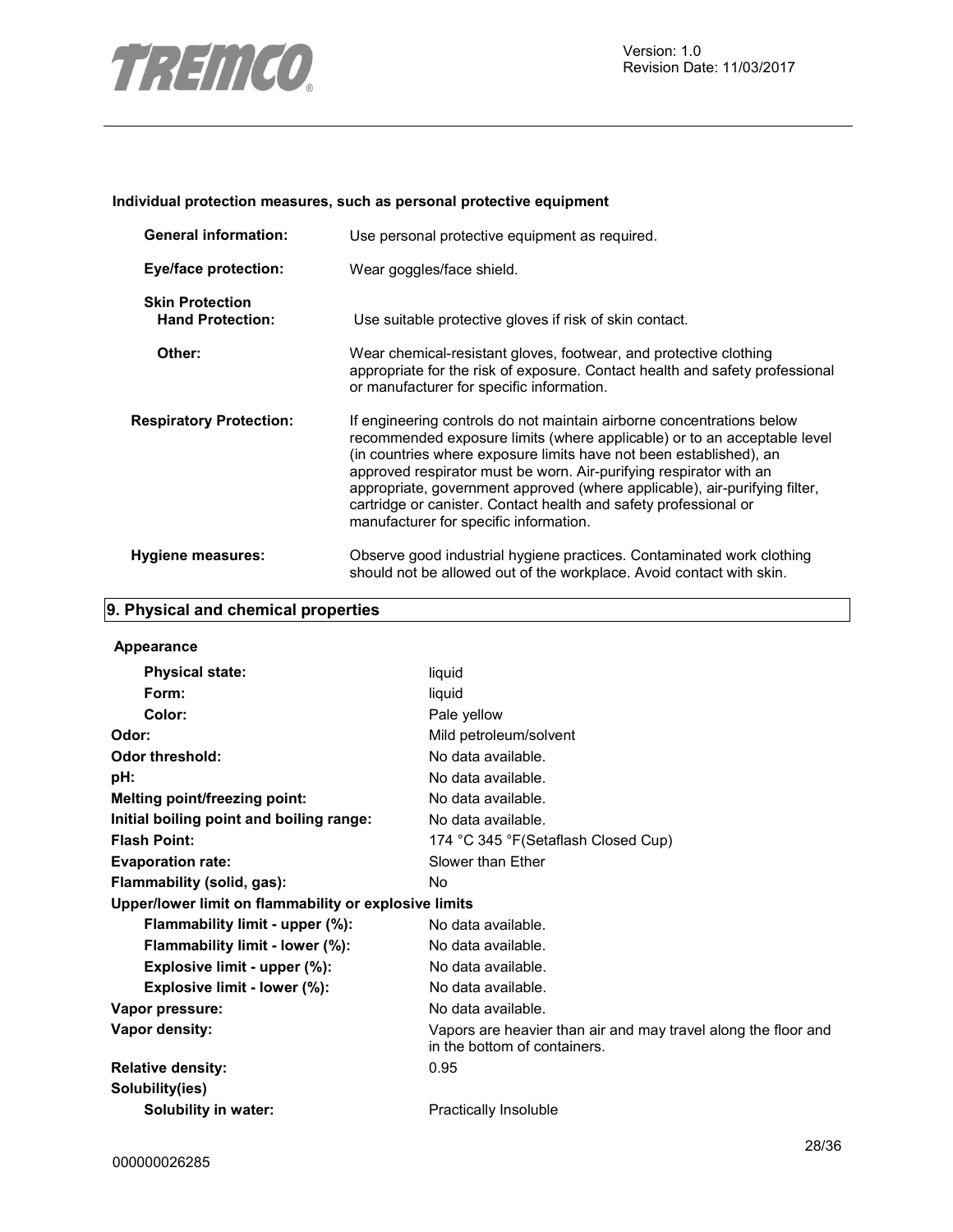**Individual protection measures, such as personal protective equipment**

| | |
|---|---|
| **General information:** | Use personal protective equipment as required. |
| **Eye/face protection:** | Wear goggles/face shield. |
| **Skin Protection** | |
| **Hand Protection:** | Use suitable protective gloves if risk of skin contact. |
| **Other:** | Wear chemical-resistant gloves, footwear, and protective clothing appropriate for the risk of exposure. Contact health and safety professional or manufacturer for specific information. |
| **Respiratory Protection:** | If engineering controls do not maintain airborne concentrations below recommended exposure limits (where applicable) or to an acceptable level (in countries where exposure limits have not been established), an approved respirator must be worn. Air-purifying respirator with an appropriate, government approved (where applicable), air-purifying filter, cartridge or canister. Contact health and safety professional or manufacturer for specific information. |
| **Hygiene measures:** | Observe good industrial hygiene practices. Contaminated work clothing should not be allowed out of the workplace. Avoid contact with skin. |

## 9. Physical and chemical properties

**Appearance**

| | |
|---|---|
| **Physical state:** | liquid |
| **Form:** | liquid |
| **Color:** | Pale yellow |
| **Odor:** | Mild petroleum/solvent |
| **Odor threshold:** | No data available. |
| **pH:** | No data available. |
| **Melting point/freezing point:** | No data available. |
| **Initial boiling point and boiling range:** | No data available. |
| **Flash Point:** | 174 °C 345 °F(Setaflash Closed Cup) |
| **Evaporation rate:** | Slower than Ether |
| **Flammability (solid, gas):** | No |
| **Upper/lower limit on flammability or explosive limits** | |
| **Flammability limit - upper (%):** | No data available. |
| **Flammability limit - lower (%):** | No data available. |
| **Explosive limit - upper (%):** | No data available. |
| **Explosive limit - lower (%):** | No data available. |
| **Vapor pressure:** | No data available. |
| **Vapor density:** | Vapors are heavier than air and may travel along the floor and in the bottom of containers. |
| **Relative density:** | 0.95 |
| **Solubility(ies)** | |
| **Solubility in water:** | Practically Insoluble |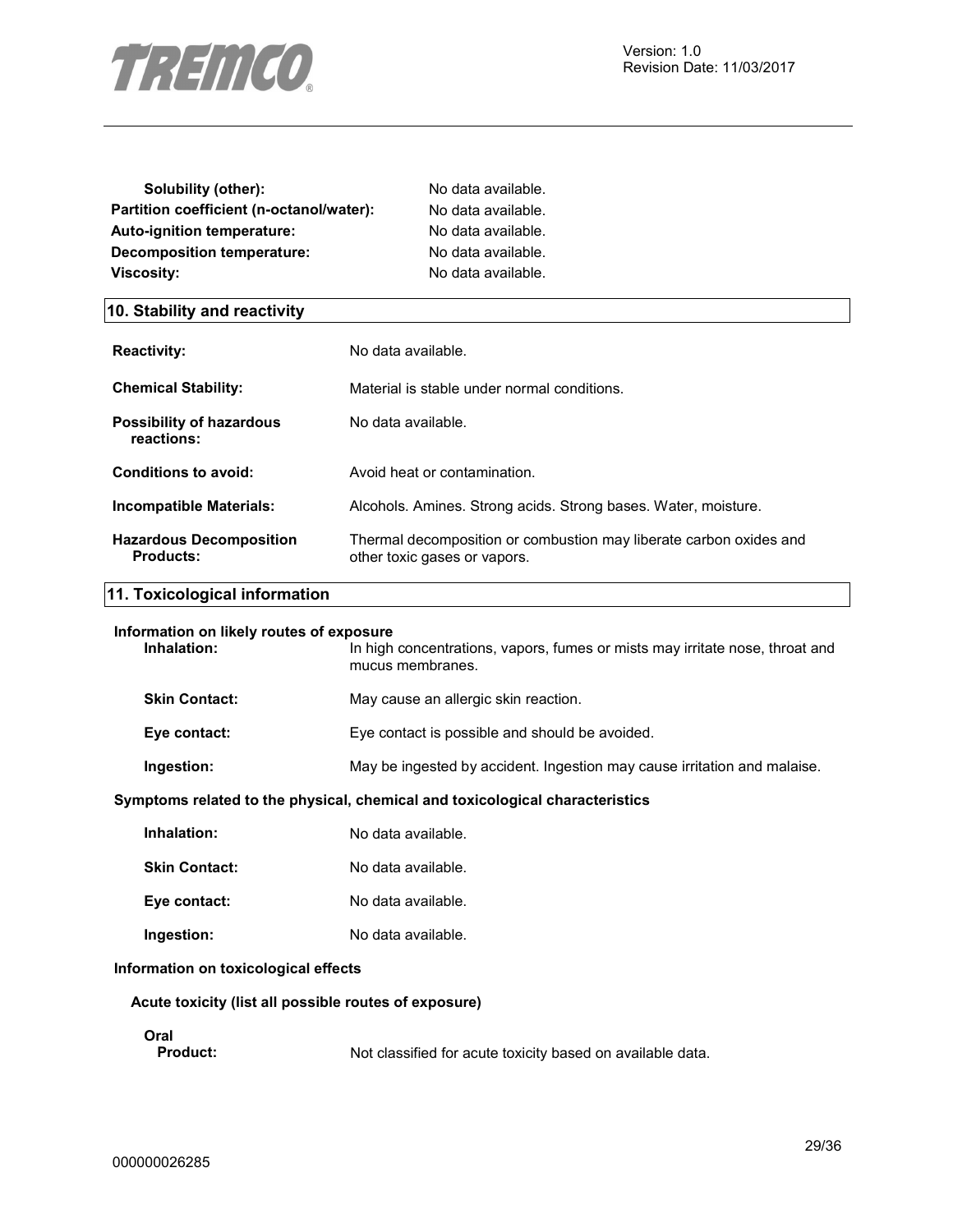**Solubility (other):** No data available.
**Partition coefficient (n-octanol/water):** No data available.
**Auto-ignition temperature:** No data available.
**Decomposition temperature:** No data available.
**Viscosity:** No data available.

## 10. Stability and reactivity

**Reactivity:** No data available.

**Chemical Stability:** Material is stable under normal conditions.

**Possibility of hazardous reactions:** No data available.

**Conditions to avoid:** Avoid heat or contamination.

**Incompatible Materials:** Alcohols. Amines. Strong acids. Strong bases. Water, moisture.

**Hazardous Decomposition Products:** Thermal decomposition or combustion may liberate carbon oxides and other toxic gases or vapors.

## 11. Toxicological information

**Information on likely routes of exposure**

**Inhalation:** In high concentrations, vapors, fumes or mists may irritate nose, throat and mucus membranes.

**Skin Contact:** May cause an allergic skin reaction.

**Eye contact:** Eye contact is possible and should be avoided.

**Ingestion:** May be ingested by accident. Ingestion may cause irritation and malaise.

**Symptoms related to the physical, chemical and toxicological characteristics**

**Inhalation:** No data available.

**Skin Contact:** No data available.

**Eye contact:** No data available.

**Ingestion:** No data available.

**Information on toxicological effects**

**Acute toxicity (list all possible routes of exposure)**

**Oral**
**Product:** Not classified for acute toxicity based on available data.

000000026285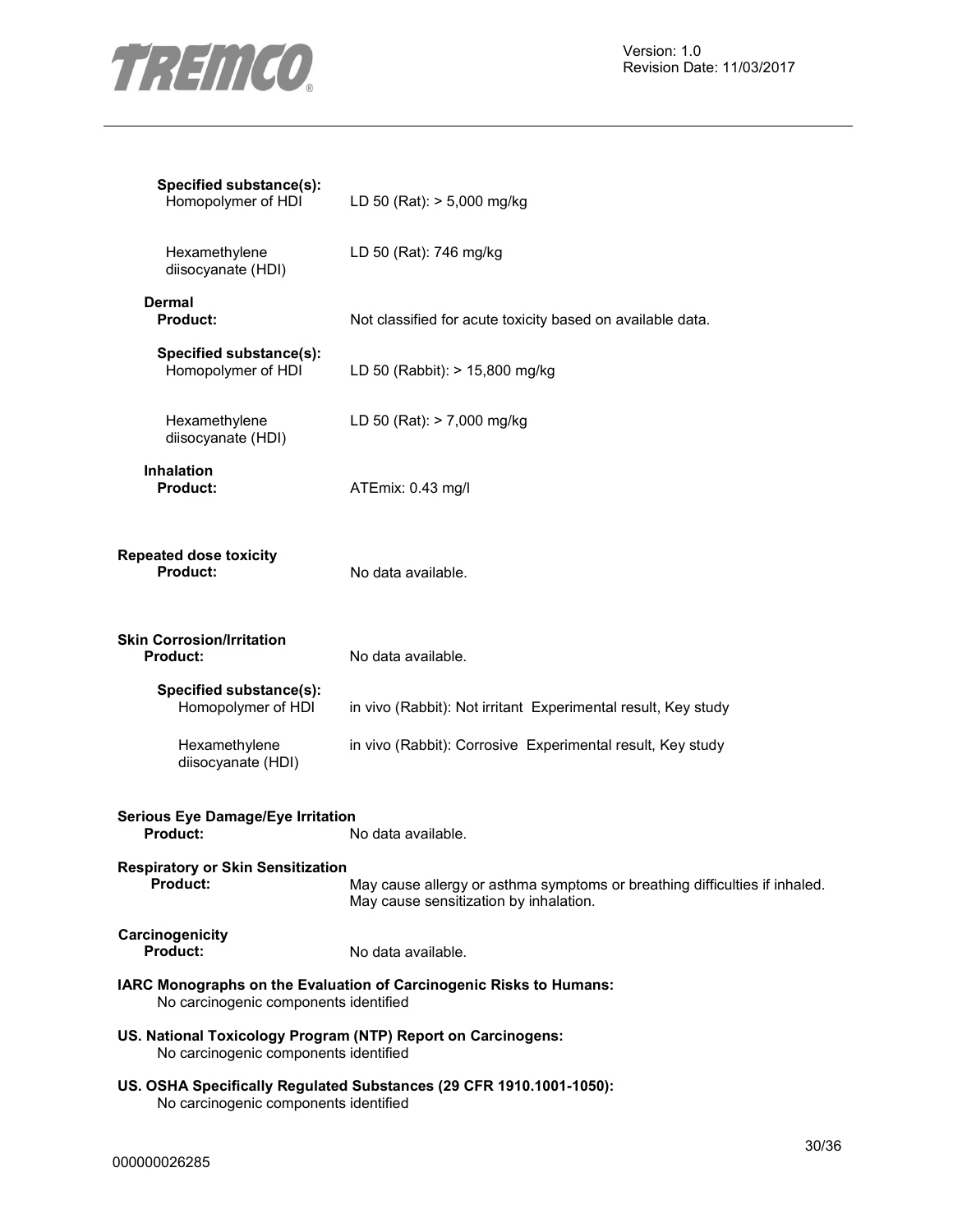**Specified substance(s):**

Homopolymer of HDI — LD 50 (Rat): > 5,000 mg/kg

Hexamethylene diisocyanate (HDI) — LD 50 (Rat): 746 mg/kg

**Dermal**

**Product:** Not classified for acute toxicity based on available data.

**Specified substance(s):**

Homopolymer of HDI — LD 50 (Rabbit): > 15,800 mg/kg

Hexamethylene diisocyanate (HDI) — LD 50 (Rat): > 7,000 mg/kg

**Inhalation**

**Product:** ATEmix: 0.43 mg/l

**Repeated dose toxicity**

**Product:** No data available.

**Skin Corrosion/Irritation**

**Product:** No data available.

**Specified substance(s):**

Homopolymer of HDI — in vivo (Rabbit): Not irritant Experimental result, Key study

Hexamethylene diisocyanate (HDI) — in vivo (Rabbit): Corrosive Experimental result, Key study

**Serious Eye Damage/Eye Irritation**

**Product:** No data available.

**Respiratory or Skin Sensitization**

**Product:** May cause allergy or asthma symptoms or breathing difficulties if inhaled. May cause sensitization by inhalation.

**Carcinogenicity**

**Product:** No data available.

**IARC Monographs on the Evaluation of Carcinogenic Risks to Humans:**

No carcinogenic components identified

**US. National Toxicology Program (NTP) Report on Carcinogens:**

No carcinogenic components identified

**US. OSHA Specifically Regulated Substances (29 CFR 1910.1001-1050):**

No carcinogenic components identified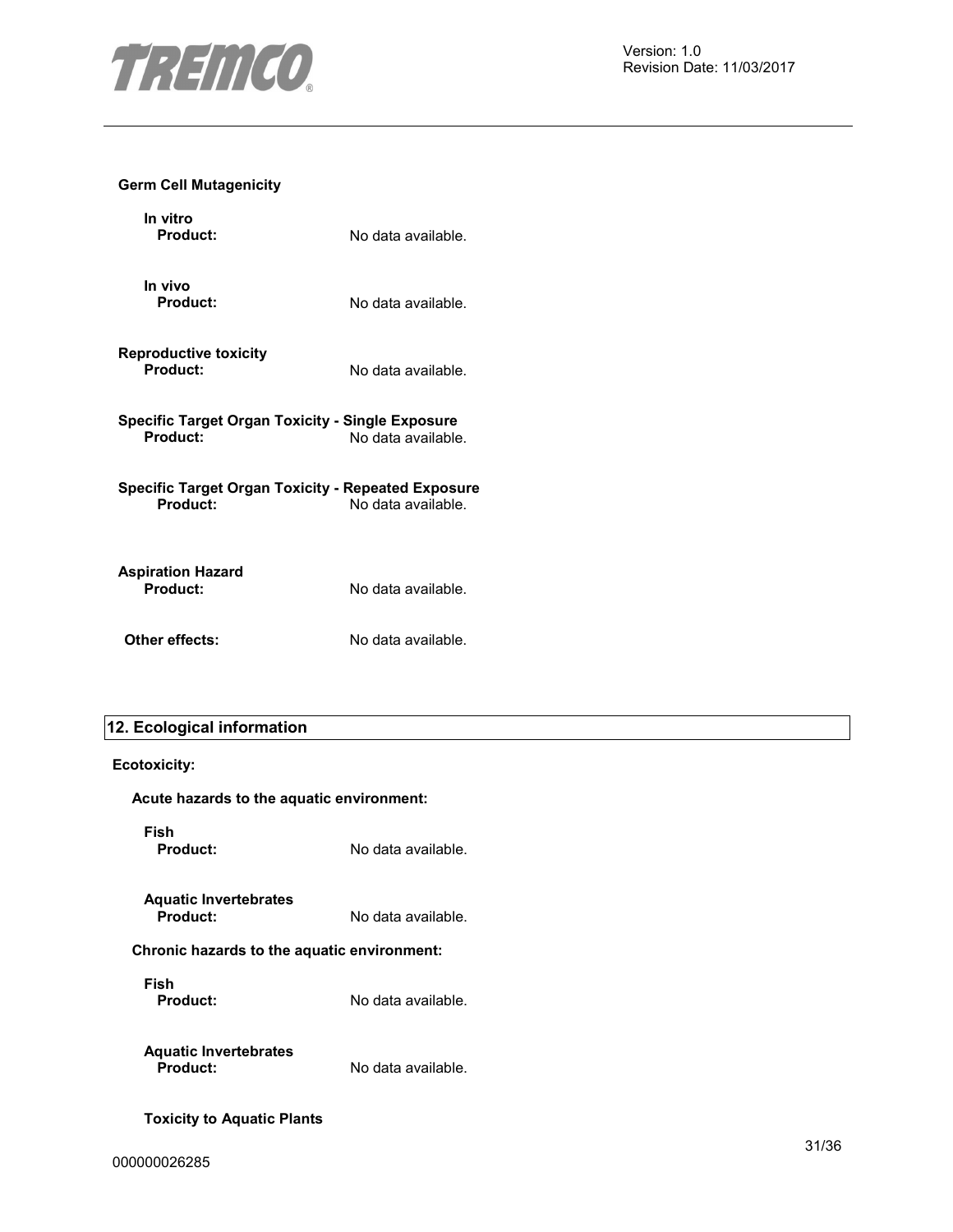**Germ Cell Mutagenicity**

**In vitro**

**Product:** No data available.

**In vivo**

**Product:** No data available.

**Reproductive toxicity**

**Product:** No data available.

**Specific Target Organ Toxicity - Single Exposure**

**Product:** No data available.

**Specific Target Organ Toxicity - Repeated Exposure**

**Product:** No data available.

**Aspiration Hazard**

**Product:** No data available.

**Other effects:** No data available.

## 12. Ecological information

**Ecotoxicity:**

**Acute hazards to the aquatic environment:**

**Fish**

**Product:** No data available.

**Aquatic Invertebrates**

**Product:** No data available.

**Chronic hazards to the aquatic environment:**

**Fish**

**Product:** No data available.

**Aquatic Invertebrates**

**Product:** No data available.

**Toxicity to Aquatic Plants**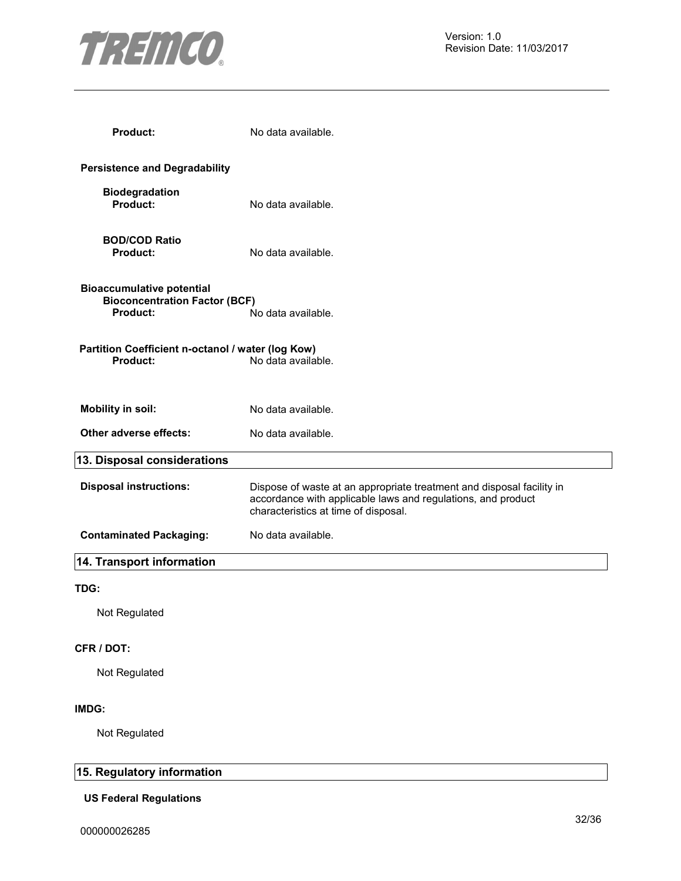**Product:** No data available.

**Persistence and Degradability**

**Biodegradation**

**Product:** No data available.

**BOD/COD Ratio**

**Product:** No data available.

**Bioaccumulative potential**

**Bioconcentration Factor (BCF)**

**Product:** No data available.

**Partition Coefficient n-octanol / water (log Kow)**

**Product:** No data available.

**Mobility in soil:** No data available.

**Other adverse effects:** No data available.

## 13. Disposal considerations

**Disposal instructions:** Dispose of waste at an appropriate treatment and disposal facility in accordance with applicable laws and regulations, and product characteristics at time of disposal.

**Contaminated Packaging:** No data available.

## 14. Transport information

**TDG:**

Not Regulated

**CFR / DOT:**

Not Regulated

**IMDG:**

Not Regulated

## 15. Regulatory information

**US Federal Regulations**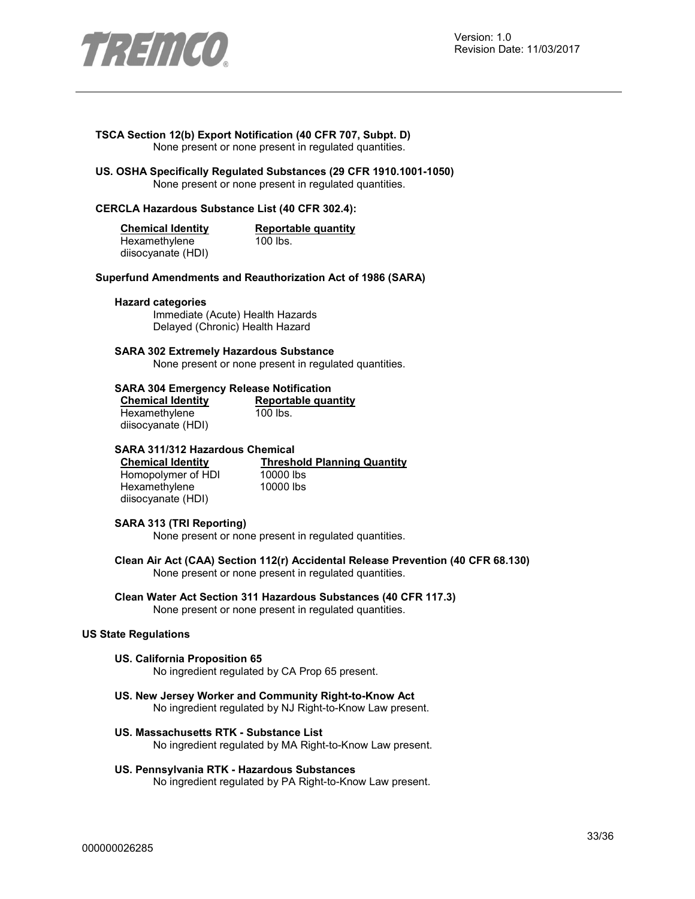**TSCA Section 12(b) Export Notification (40 CFR 707, Subpt. D)**

None present or none present in regulated quantities.

**US. OSHA Specifically Regulated Substances (29 CFR 1910.1001-1050)**

None present or none present in regulated quantities.

**CERCLA Hazardous Substance List (40 CFR 302.4):**

| Chemical Identity | Reportable quantity |
|---|---|
| Hexamethylene diisocyanate (HDI) | 100 lbs. |

**Superfund Amendments and Reauthorization Act of 1986 (SARA)**

**Hazard categories**

Immediate (Acute) Health Hazards
Delayed (Chronic) Health Hazard

**SARA 302 Extremely Hazardous Substance**

None present or none present in regulated quantities.

**SARA 304 Emergency Release Notification**

| Chemical Identity | Reportable quantity |
|---|---|
| Hexamethylene diisocyanate (HDI) | 100 lbs. |

**SARA 311/312 Hazardous Chemical**

| Chemical Identity | Threshold Planning Quantity |
|---|---|
| Homopolymer of HDI | 10000 lbs |
| Hexamethylene diisocyanate (HDI) | 10000 lbs |

**SARA 313 (TRI Reporting)**

None present or none present in regulated quantities.

**Clean Air Act (CAA) Section 112(r) Accidental Release Prevention (40 CFR 68.130)**

None present or none present in regulated quantities.

**Clean Water Act Section 311 Hazardous Substances (40 CFR 117.3)**

None present or none present in regulated quantities.

**US State Regulations**

**US. California Proposition 65**

No ingredient regulated by CA Prop 65 present.

**US. New Jersey Worker and Community Right-to-Know Act**

No ingredient regulated by NJ Right-to-Know Law present.

**US. Massachusetts RTK - Substance List**

No ingredient regulated by MA Right-to-Know Law present.

**US. Pennsylvania RTK - Hazardous Substances**

No ingredient regulated by PA Right-to-Know Law present.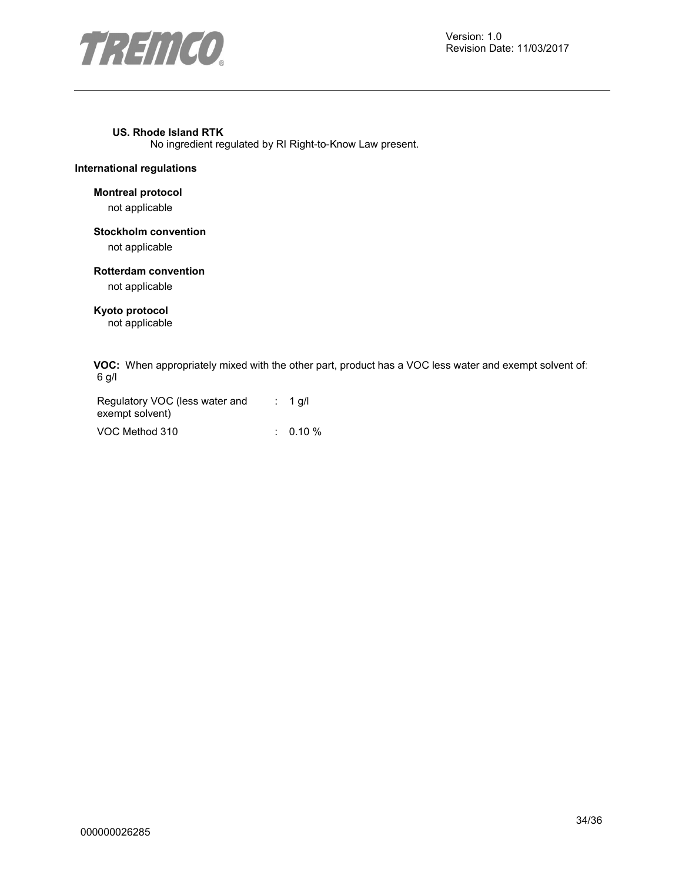**US. Rhode Island RTK**

No ingredient regulated by RI Right-to-Know Law present.

**International regulations**

**Montreal protocol**

not applicable

**Stockholm convention**

not applicable

**Rotterdam convention**

not applicable

**Kyoto protocol**

not applicable

**VOC:** When appropriately mixed with the other part, product has a VOC less water and exempt solvent of: 6 g/l

| | | |
|---|---|---|
| Regulatory VOC (less water and exempt solvent) | : | 1 g/l |
| VOC Method 310 | : | 0.10 % |

000000026285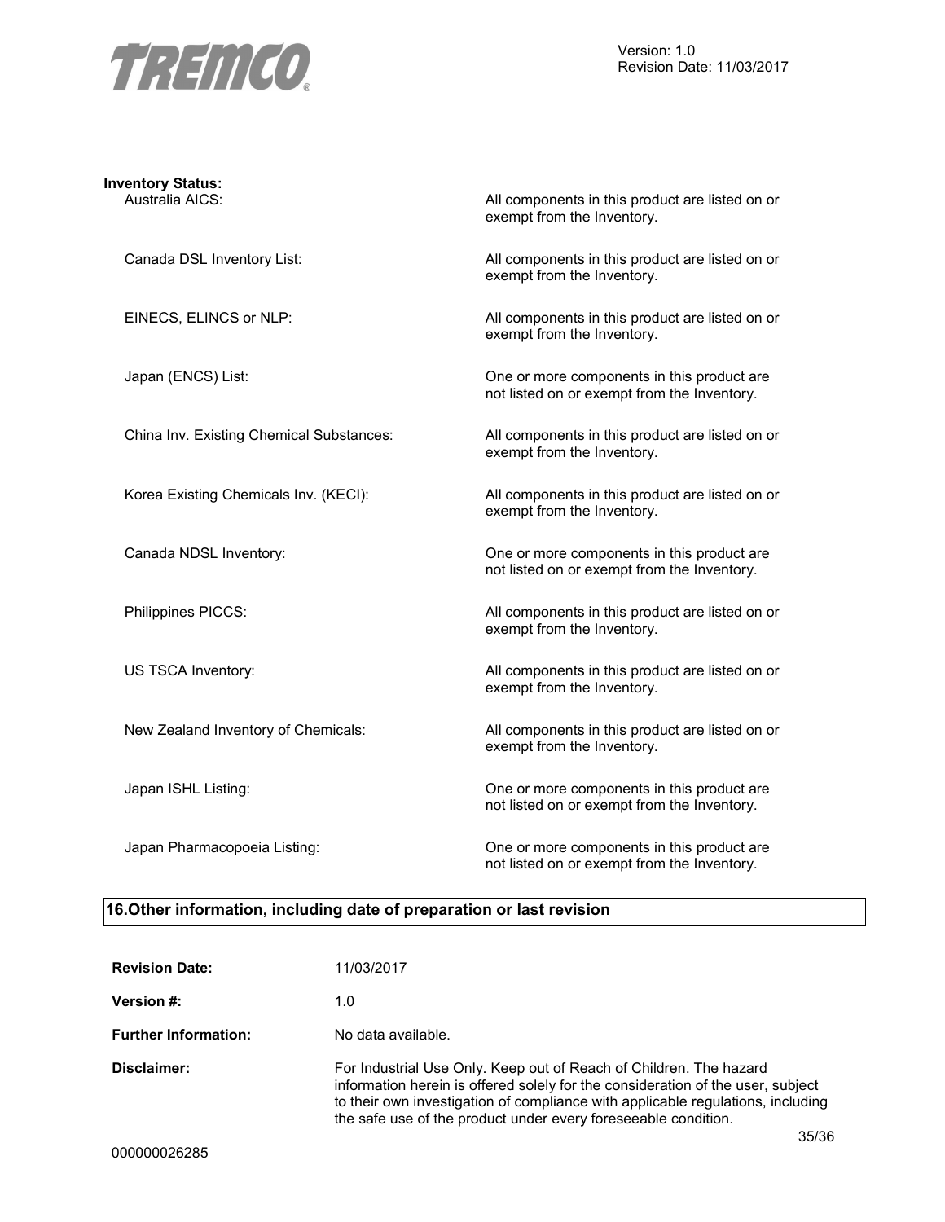**Inventory Status:**

| | |
|---|---|
| Australia AICS: | All components in this product are listed on or exempt from the Inventory. |
| Canada DSL Inventory List: | All components in this product are listed on or exempt from the Inventory. |
| EINECS, ELINCS or NLP: | All components in this product are listed on or exempt from the Inventory. |
| Japan (ENCS) List: | One or more components in this product are not listed on or exempt from the Inventory. |
| China Inv. Existing Chemical Substances: | All components in this product are listed on or exempt from the Inventory. |
| Korea Existing Chemicals Inv. (KECI): | All components in this product are listed on or exempt from the Inventory. |
| Canada NDSL Inventory: | One or more components in this product are not listed on or exempt from the Inventory. |
| Philippines PICCS: | All components in this product are listed on or exempt from the Inventory. |
| US TSCA Inventory: | All components in this product are listed on or exempt from the Inventory. |
| New Zealand Inventory of Chemicals: | All components in this product are listed on or exempt from the Inventory. |
| Japan ISHL Listing: | One or more components in this product are not listed on or exempt from the Inventory. |
| Japan Pharmacopoeia Listing: | One or more components in this product are not listed on or exempt from the Inventory. |

## 16.Other information, including date of preparation or last revision

**Revision Date:** 11/03/2017

**Version #:** 1.0

**Further Information:** No data available.

**Disclaimer:** For Industrial Use Only. Keep out of Reach of Children. The hazard information herein is offered solely for the consideration of the user, subject to their own investigation of compliance with applicable regulations, including the safe use of the product under every foreseeable condition.

000000026285